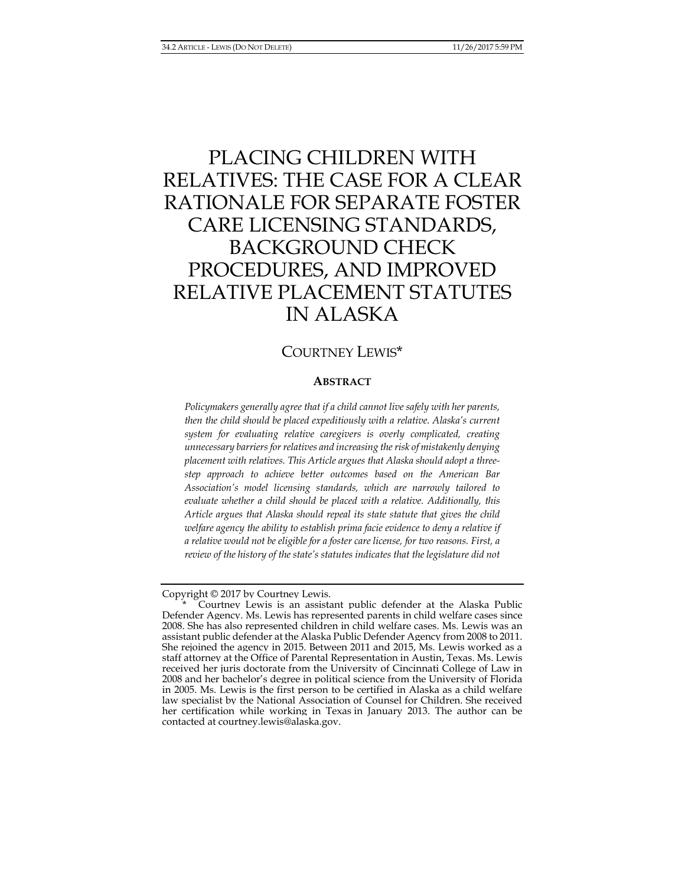# PLACING CHILDREN WITH RELATIVES: THE CASE FOR A CLEAR RATIONALE FOR SEPARATE FOSTER CARE LICENSING STANDARDS, BACKGROUND CHECK PROCEDURES, AND IMPROVED RELATIVE PLACEMENT STATUTES IN ALASKA

COURTNEY LEWIS*

## ABSTRACT

*Policymakers generally agree that if a child cannot live safely with her parents, then the child should be placed expeditiously with a relative. Alaska's current system for evaluating relative caregivers is overly complicated, creating unnecessary barriers for relatives and increasing the risk of mistakenly denying placement with relatives. This Article argues that Alaska should adopt a three-step approach to achieve better outcomes based on the American Bar Association's model licensing standards, which are narrowly tailored to evaluate whether a child should be placed with a relative. Additionally, this Article argues that Alaska should repeal its state statute that gives the child welfare agency the ability to establish prima facie evidence to deny a relative if a relative would not be eligible for a foster care license, for two reasons. First, a review of the history of the state's statutes indicates that the legislature did not*

---

Copyright © 2017 by Courtney Lewis.

\* Courtney Lewis is an assistant public defender at the Alaska Public Defender Agency. Ms. Lewis has represented parents in child welfare cases since 2008. She has also represented children in child welfare cases. Ms. Lewis was an assistant public defender at the Alaska Public Defender Agency from 2008 to 2011. She rejoined the agency in 2015. Between 2011 and 2015, Ms. Lewis worked as a staff attorney at the Office of Parental Representation in Austin, Texas. Ms. Lewis received her juris doctorate from the University of Cincinnati College of Law in 2008 and her bachelor's degree in political science from the University of Florida in 2005. Ms. Lewis is the first person to be certified in Alaska as a child welfare law specialist by the National Association of Counsel for Children. She received her certification while working in Texas in January 2013. The author can be contacted at courtney.lewis@alaska.gov.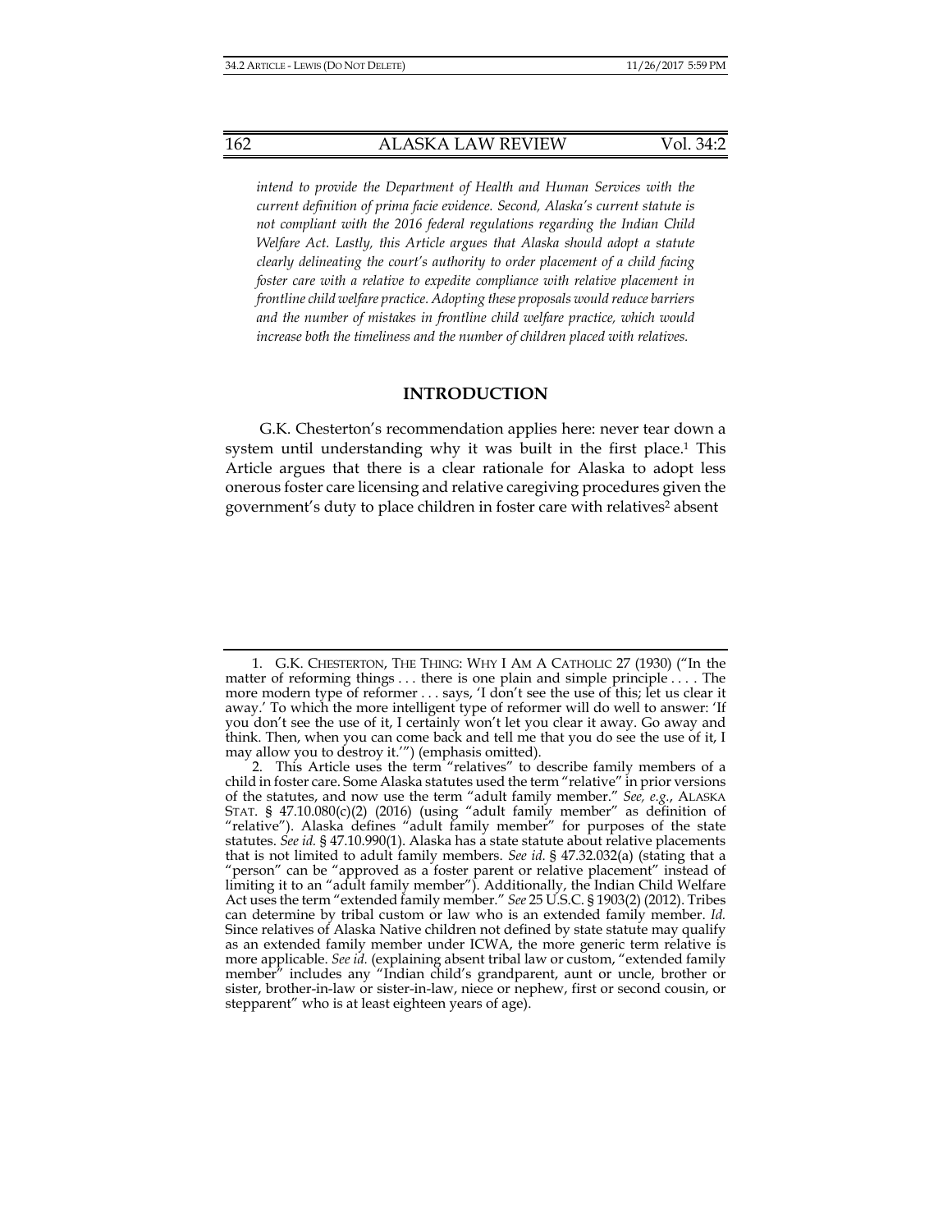*intend to provide the Department of Health and Human Services with the current definition of prima facie evidence. Second, Alaska's current statute is not compliant with the 2016 federal regulations regarding the Indian Child Welfare Act. Lastly, this Article argues that Alaska should adopt a statute clearly delineating the court's authority to order placement of a child facing foster care with a relative to expedite compliance with relative placement in frontline child welfare practice. Adopting these proposals would reduce barriers and the number of mistakes in frontline child welfare practice, which would increase both the timeliness and the number of children placed with relatives.*

## INTRODUCTION

G.K. Chesterton's recommendation applies here: never tear down a system until understanding why it was built in the first place.[1] This Article argues that there is a clear rationale for Alaska to adopt less onerous foster care licensing and relative caregiving procedures given the government's duty to place children in foster care with relatives[2] absent

---

1. G.K. CHESTERTON, THE THING: WHY I AM A CATHOLIC 27 (1930) ("In the matter of reforming things . . . there is one plain and simple principle . . . . The more modern type of reformer . . . says, 'I don't see the use of this; let us clear it away.' To which the more intelligent type of reformer will do well to answer: 'If you don't see the use of it, I certainly won't let you clear it away. Go away and think. Then, when you can come back and tell me that you do see the use of it, I may allow you to destroy it.'") (emphasis omitted).

2. This Article uses the term "relatives" to describe family members of a child in foster care. Some Alaska statutes used the term "relative" in prior versions of the statutes, and now use the term "adult family member." *See, e.g.*, ALASKA STAT. § 47.10.080(c)(2) (2016) (using "adult family member" as definition of "relative"). Alaska defines "adult family member" for purposes of the state statutes. *See id.* § 47.10.990(1). Alaska has a state statute about relative placements that is not limited to adult family members. *See id.* § 47.32.032(a) (stating that a "person" can be "approved as a foster parent or relative placement" instead of limiting it to an "adult family member"). Additionally, the Indian Child Welfare Act uses the term "extended family member." *See* 25 U.S.C. § 1903(2) (2012). Tribes can determine by tribal custom or law who is an extended family member. *Id.* Since relatives of Alaska Native children not defined by state statute may qualify as an extended family member under ICWA, the more generic term relative is more applicable. *See id.* (explaining absent tribal law or custom, "extended family member" includes any "Indian child's grandparent, aunt or uncle, brother or sister, brother-in-law or sister-in-law, niece or nephew, first or second cousin, or stepparent" who is at least eighteen years of age).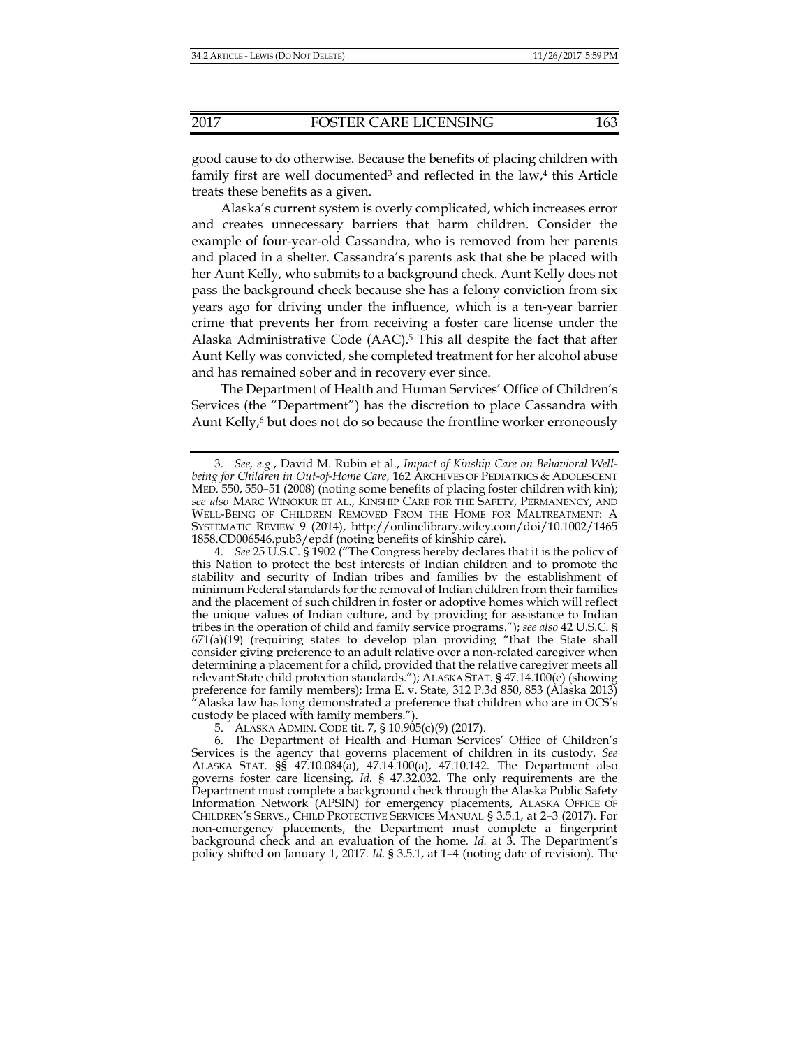good cause to do otherwise. Because the benefits of placing children with family first are well documented[3] and reflected in the law,[4] this Article treats these benefits as a given.

Alaska's current system is overly complicated, which increases error and creates unnecessary barriers that harm children. Consider the example of four-year-old Cassandra, who is removed from her parents and placed in a shelter. Cassandra's parents ask that she be placed with her Aunt Kelly, who submits to a background check. Aunt Kelly does not pass the background check because she has a felony conviction from six years ago for driving under the influence, which is a ten-year barrier crime that prevents her from receiving a foster care license under the Alaska Administrative Code (AAC).[5] This all despite the fact that after Aunt Kelly was convicted, she completed treatment for her alcohol abuse and has remained sober and in recovery ever since.

The Department of Health and Human Services' Office of Children's Services (the "Department") has the discretion to place Cassandra with Aunt Kelly,[6] but does not do so because the frontline worker erroneously

---

3. *See, e.g.*, David M. Rubin et al., *Impact of Kinship Care on Behavioral Well-being for Children in Out-of-Home Care*, 162 ARCHIVES OF PEDIATRICS & ADOLESCENT MED. 550, 550–51 (2008) (noting some benefits of placing foster children with kin); *see also* MARC WINOKUR ET AL., KINSHIP CARE FOR THE SAFETY, PERMANENCY, AND WELL-BEING OF CHILDREN REMOVED FROM THE HOME FOR MALTREATMENT: A SYSTEMATIC REVIEW 9 (2014), http://onlinelibrary.wiley.com/doi/10.1002/14651858.CD006546.pub3/epdf (noting benefits of kinship care).

4. *See* 25 U.S.C. § 1902 ("The Congress hereby declares that it is the policy of this Nation to protect the best interests of Indian children and to promote the stability and security of Indian tribes and families by the establishment of minimum Federal standards for the removal of Indian children from their families and the placement of such children in foster or adoptive homes which will reflect the unique values of Indian culture, and by providing for assistance to Indian tribes in the operation of child and family service programs."); *see also* 42 U.S.C. § 671(a)(19) (requiring states to develop plan providing "that the State shall consider giving preference to an adult relative over a non-related caregiver when determining a placement for a child, provided that the relative caregiver meets all relevant State child protection standards."); ALASKA STAT. § 47.14.100(e) (showing preference for family members); Irma E. v. State, 312 P.3d 850, 853 (Alaska 2013) "Alaska law has long demonstrated a preference that children who are in OCS's custody be placed with family members.").

5. ALASKA ADMIN. CODE tit. 7, § 10.905(c)(9) (2017).

6. The Department of Health and Human Services' Office of Children's Services is the agency that governs placement of children in its custody. *See* ALASKA STAT. §§ 47.10.084(a), 47.14.100(a), 47.10.142. The Department also governs foster care licensing. *Id.* § 47.32.032. The only requirements are the Department must complete a background check through the Alaska Public Safety Information Network (APSIN) for emergency placements, ALASKA OFFICE OF CHILDREN'S SERVS., CHILD PROTECTIVE SERVICES MANUAL § 3.5.1, at 2–3 (2017). For non-emergency placements, the Department must complete a fingerprint background check and an evaluation of the home. *Id.* at 3. The Department's policy shifted on January 1, 2017. *Id.* § 3.5.1, at 1–4 (noting date of revision). The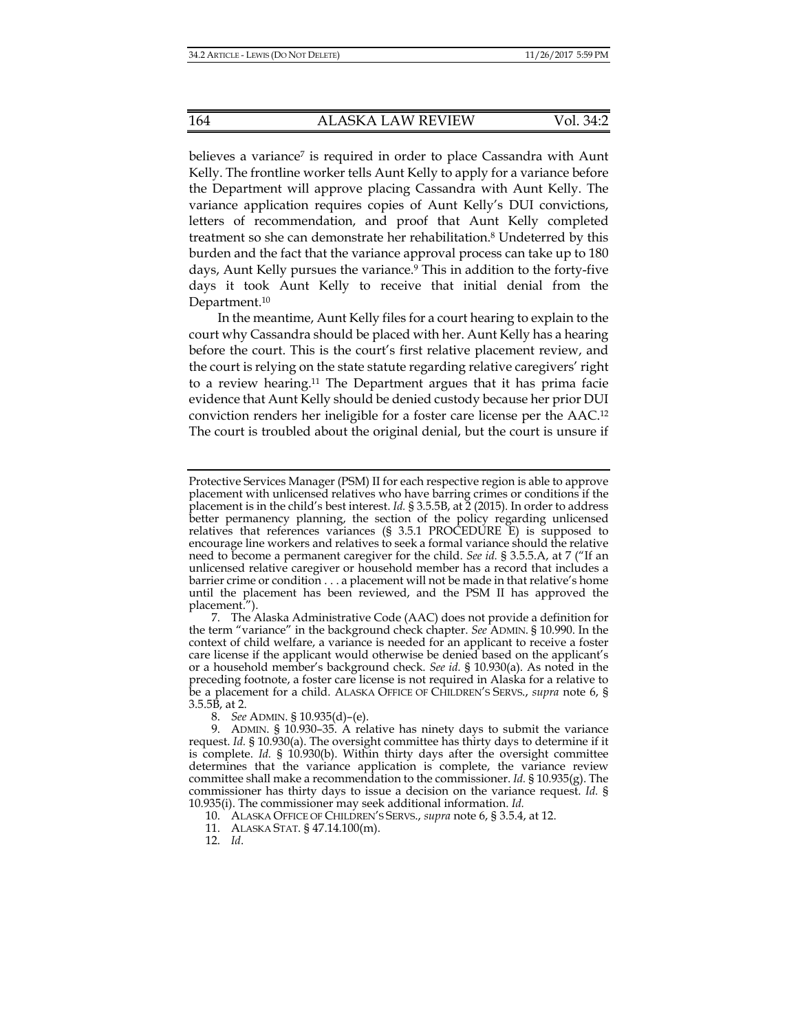believes a variance[7] is required in order to place Cassandra with Aunt Kelly. The frontline worker tells Aunt Kelly to apply for a variance before the Department will approve placing Cassandra with Aunt Kelly. The variance application requires copies of Aunt Kelly's DUI convictions, letters of recommendation, and proof that Aunt Kelly completed treatment so she can demonstrate her rehabilitation.[8] Undeterred by this burden and the fact that the variance approval process can take up to 180 days, Aunt Kelly pursues the variance.[9] This in addition to the forty-five days it took Aunt Kelly to receive that initial denial from the Department.[10]

In the meantime, Aunt Kelly files for a court hearing to explain to the court why Cassandra should be placed with her. Aunt Kelly has a hearing before the court. This is the court's first relative placement review, and the court is relying on the state statute regarding relative caregivers' right to a review hearing.[11] The Department argues that it has prima facie evidence that Aunt Kelly should be denied custody because her prior DUI conviction renders her ineligible for a foster care license per the AAC.[12] The court is troubled about the original denial, but the court is unsure if

---

Protective Services Manager (PSM) II for each respective region is able to approve placement with unlicensed relatives who have barring crimes or conditions if the placement is in the child's best interest. *Id.* § 3.5.5B, at 2 (2015). In order to address better permanency planning, the section of the policy regarding unlicensed relatives that references variances (§ 3.5.1 PROCEDURE E) is supposed to encourage line workers and relatives to seek a formal variance should the relative need to become a permanent caregiver for the child. *See id.* § 3.5.5.A, at 7 ("If an unlicensed relative caregiver or household member has a record that includes a barrier crime or condition . . . a placement will not be made in that relative's home until the placement has been reviewed, and the PSM II has approved the placement.").

7. The Alaska Administrative Code (AAC) does not provide a definition for the term "variance" in the background check chapter. *See* ADMIN. § 10.990. In the context of child welfare, a variance is needed for an applicant to receive a foster care license if the applicant would otherwise be denied based on the applicant's or a household member's background check. *See id.* § 10.930(a). As noted in the preceding footnote, a foster care license is not required in Alaska for a relative to be a placement for a child. ALASKA OFFICE OF CHILDREN'S SERVS., *supra* note 6, § 3.5.5B, at 2.

8. *See* ADMIN. § 10.935(d)–(e).

9. ADMIN. § 10.930–35. A relative has ninety days to submit the variance request. *Id.* § 10.930(a). The oversight committee has thirty days to determine if it is complete. *Id.* § 10.930(b). Within thirty days after the oversight committee determines that the variance application is complete, the variance review committee shall make a recommendation to the commissioner. *Id.* § 10.935(g). The commissioner has thirty days to issue a decision on the variance request. *Id.* § 10.935(i). The commissioner may seek additional information. *Id.*

10. ALASKA OFFICE OF CHILDREN'S SERVS., *supra* note 6, § 3.5.4, at 12.

11. ALASKA STAT. § 47.14.100(m).

12. *Id*.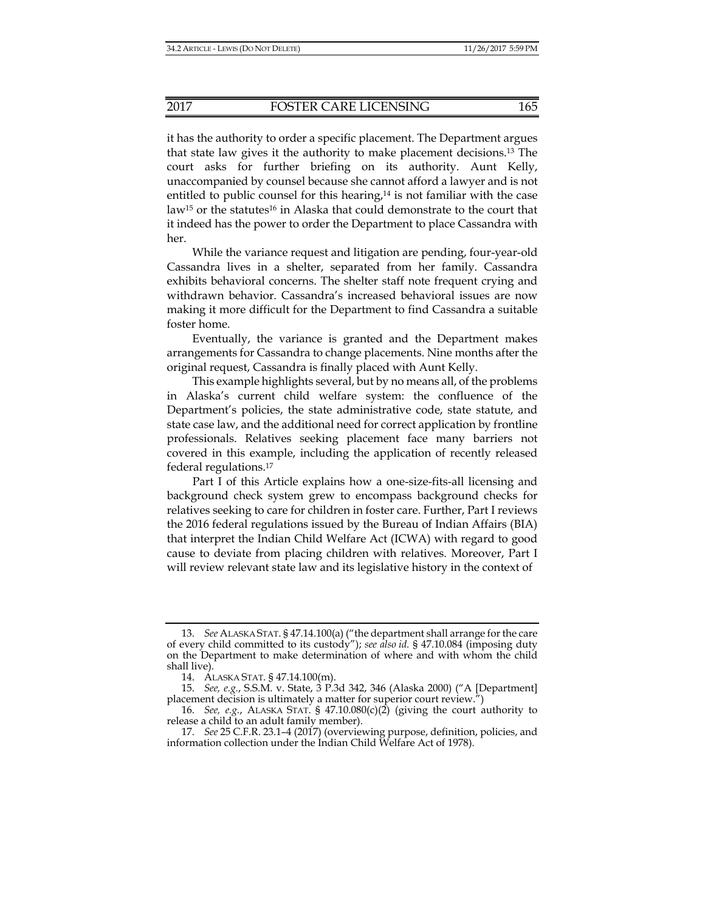it has the authority to order a specific placement. The Department argues that state law gives it the authority to make placement decisions.[13] The court asks for further briefing on its authority. Aunt Kelly, unaccompanied by counsel because she cannot afford a lawyer and is not entitled to public counsel for this hearing,[14] is not familiar with the case law[15] or the statutes[16] in Alaska that could demonstrate to the court that it indeed has the power to order the Department to place Cassandra with her.

While the variance request and litigation are pending, four-year-old Cassandra lives in a shelter, separated from her family. Cassandra exhibits behavioral concerns. The shelter staff note frequent crying and withdrawn behavior. Cassandra's increased behavioral issues are now making it more difficult for the Department to find Cassandra a suitable foster home.

Eventually, the variance is granted and the Department makes arrangements for Cassandra to change placements. Nine months after the original request, Cassandra is finally placed with Aunt Kelly.

This example highlights several, but by no means all, of the problems in Alaska's current child welfare system: the confluence of the Department's policies, the state administrative code, state statute, and state case law, and the additional need for correct application by frontline professionals. Relatives seeking placement face many barriers not covered in this example, including the application of recently released federal regulations.[17]

Part I of this Article explains how a one-size-fits-all licensing and background check system grew to encompass background checks for relatives seeking to care for children in foster care. Further, Part I reviews the 2016 federal regulations issued by the Bureau of Indian Affairs (BIA) that interpret the Indian Child Welfare Act (ICWA) with regard to good cause to deviate from placing children with relatives. Moreover, Part I will review relevant state law and its legislative history in the context of

---

13. *See* ALASKA STAT. § 47.14.100(a) ("the department shall arrange for the care of every child committed to its custody"); *see also id.* § 47.10.084 (imposing duty on the Department to make determination of where and with whom the child shall live).

14. ALASKA STAT. § 47.14.100(m).

15. *See, e.g.*, S.S.M. v. State, 3 P.3d 342, 346 (Alaska 2000) ("A [Department] placement decision is ultimately a matter for superior court review.")

16. *See, e.g.*, ALASKA STAT. § 47.10.080(c)(2) (giving the court authority to release a child to an adult family member).

17. *See* 25 C.F.R. 23.1–4 (2017) (overviewing purpose, definition, policies, and information collection under the Indian Child Welfare Act of 1978).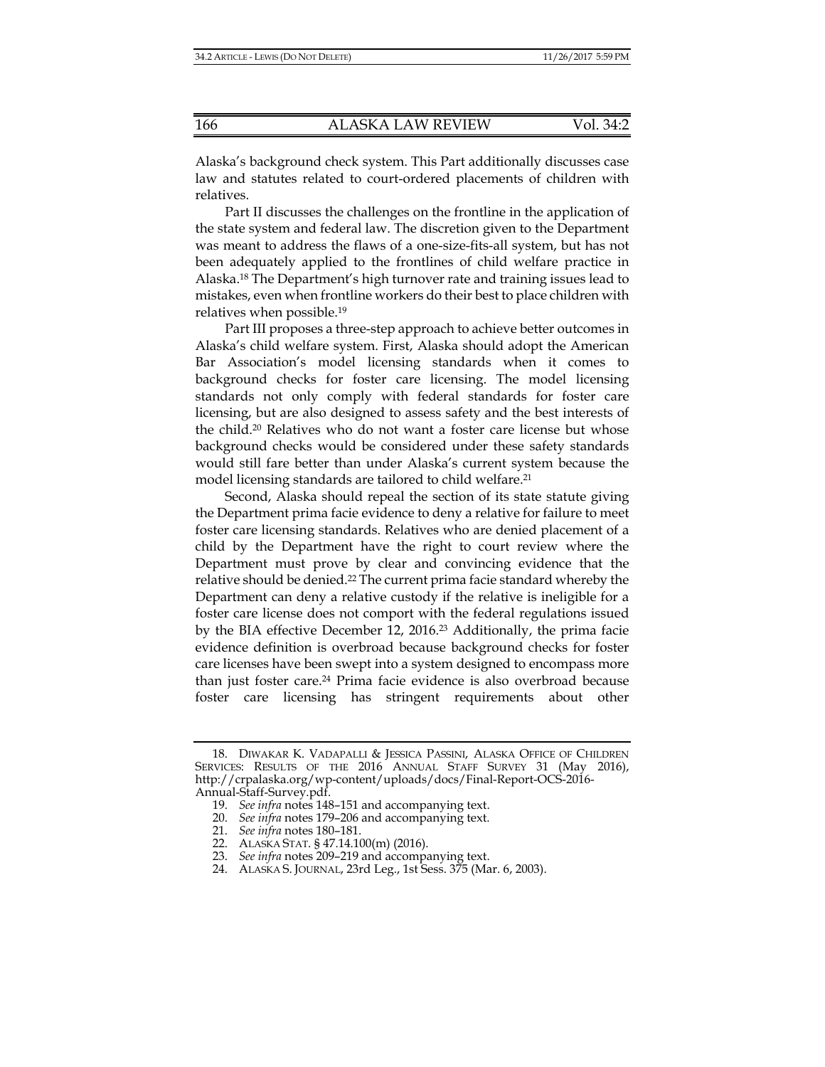Alaska's background check system. This Part additionally discusses case law and statutes related to court-ordered placements of children with relatives.

Part II discusses the challenges on the frontline in the application of the state system and federal law. The discretion given to the Department was meant to address the flaws of a one-size-fits-all system, but has not been adequately applied to the frontlines of child welfare practice in Alaska.[18] The Department's high turnover rate and training issues lead to mistakes, even when frontline workers do their best to place children with relatives when possible.[19]

Part III proposes a three-step approach to achieve better outcomes in Alaska's child welfare system. First, Alaska should adopt the American Bar Association's model licensing standards when it comes to background checks for foster care licensing. The model licensing standards not only comply with federal standards for foster care licensing, but are also designed to assess safety and the best interests of the child.[20] Relatives who do not want a foster care license but whose background checks would be considered under these safety standards would still fare better than under Alaska's current system because the model licensing standards are tailored to child welfare.[21]

Second, Alaska should repeal the section of its state statute giving the Department prima facie evidence to deny a relative for failure to meet foster care licensing standards. Relatives who are denied placement of a child by the Department have the right to court review where the Department must prove by clear and convincing evidence that the relative should be denied.[22] The current prima facie standard whereby the Department can deny a relative custody if the relative is ineligible for a foster care license does not comport with the federal regulations issued by the BIA effective December 12, 2016.[23] Additionally, the prima facie evidence definition is overbroad because background checks for foster care licenses have been swept into a system designed to encompass more than just foster care.[24] Prima facie evidence is also overbroad because foster care licensing has stringent requirements about other

---

18. DIWAKAR K. VADAPALLI & JESSICA PASSINI, ALASKA OFFICE OF CHILDREN SERVICES: RESULTS OF THE 2016 ANNUAL STAFF SURVEY 31 (May 2016), http://crpalaska.org/wp-content/uploads/docs/Final-Report-OCS-2016-Annual-Staff-Survey.pdf.

19. *See infra* notes 148–151 and accompanying text.

20. *See infra* notes 179–206 and accompanying text.

21. *See infra* notes 180–181.

22. ALASKA STAT. § 47.14.100(m) (2016).

23. *See infra* notes 209–219 and accompanying text.

24. ALASKA S. JOURNAL, 23rd Leg., 1st Sess. 375 (Mar. 6, 2003).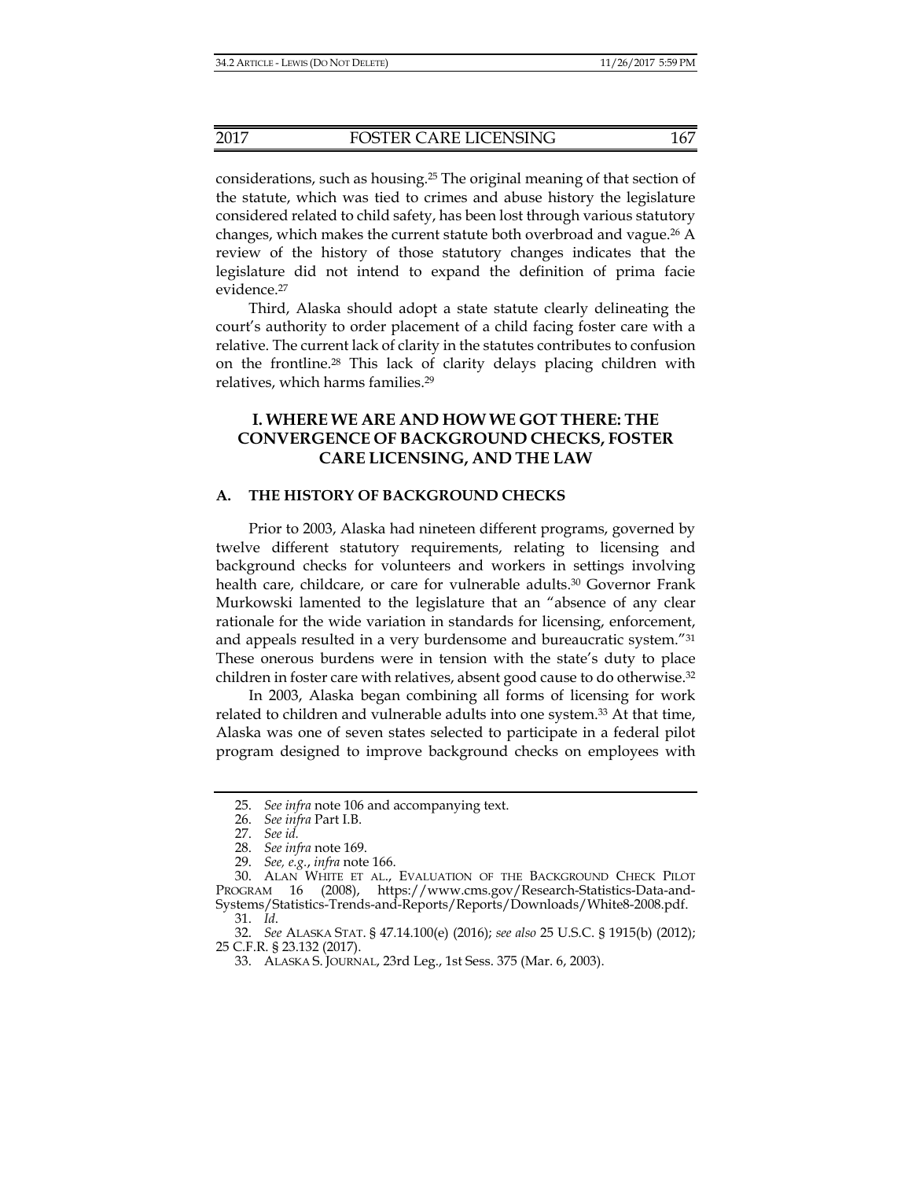considerations, such as housing.[25] The original meaning of that section of the statute, which was tied to crimes and abuse history the legislature considered related to child safety, has been lost through various statutory changes, which makes the current statute both overbroad and vague.[26] A review of the history of those statutory changes indicates that the legislature did not intend to expand the definition of prima facie evidence.[27]

Third, Alaska should adopt a state statute clearly delineating the court's authority to order placement of a child facing foster care with a relative. The current lack of clarity in the statutes contributes to confusion on the frontline.[28] This lack of clarity delays placing children with relatives, which harms families.[29]

## I. WHERE WE ARE AND HOW WE GOT THERE: THE CONVERGENCE OF BACKGROUND CHECKS, FOSTER CARE LICENSING, AND THE LAW

### A. THE HISTORY OF BACKGROUND CHECKS

Prior to 2003, Alaska had nineteen different programs, governed by twelve different statutory requirements, relating to licensing and background checks for volunteers and workers in settings involving health care, childcare, or care for vulnerable adults.[30] Governor Frank Murkowski lamented to the legislature that an "absence of any clear rationale for the wide variation in standards for licensing, enforcement, and appeals resulted in a very burdensome and bureaucratic system."[31] These onerous burdens were in tension with the state's duty to place children in foster care with relatives, absent good cause to do otherwise.[32]

In 2003, Alaska began combining all forms of licensing for work related to children and vulnerable adults into one system.[33] At that time, Alaska was one of seven states selected to participate in a federal pilot program designed to improve background checks on employees with

---

25. *See infra* note 106 and accompanying text.

26. *See infra* Part I.B.

27. *See id.*

28. *See infra* note 169.

29. *See, e.g.*, *infra* note 166.

30. ALAN WHITE ET AL., EVALUATION OF THE BACKGROUND CHECK PILOT PROGRAM 16 (2008), https://www.cms.gov/Research-Statistics-Data-and-Systems/Statistics-Trends-and-Reports/Reports/Downloads/White8-2008.pdf.

31. *Id*.

32. *See* ALASKA STAT. § 47.14.100(e) (2016); *see also* 25 U.S.C. § 1915(b) (2012); 25 C.F.R. § 23.132 (2017).

33. ALASKA S. JOURNAL, 23rd Leg., 1st Sess. 375 (Mar. 6, 2003).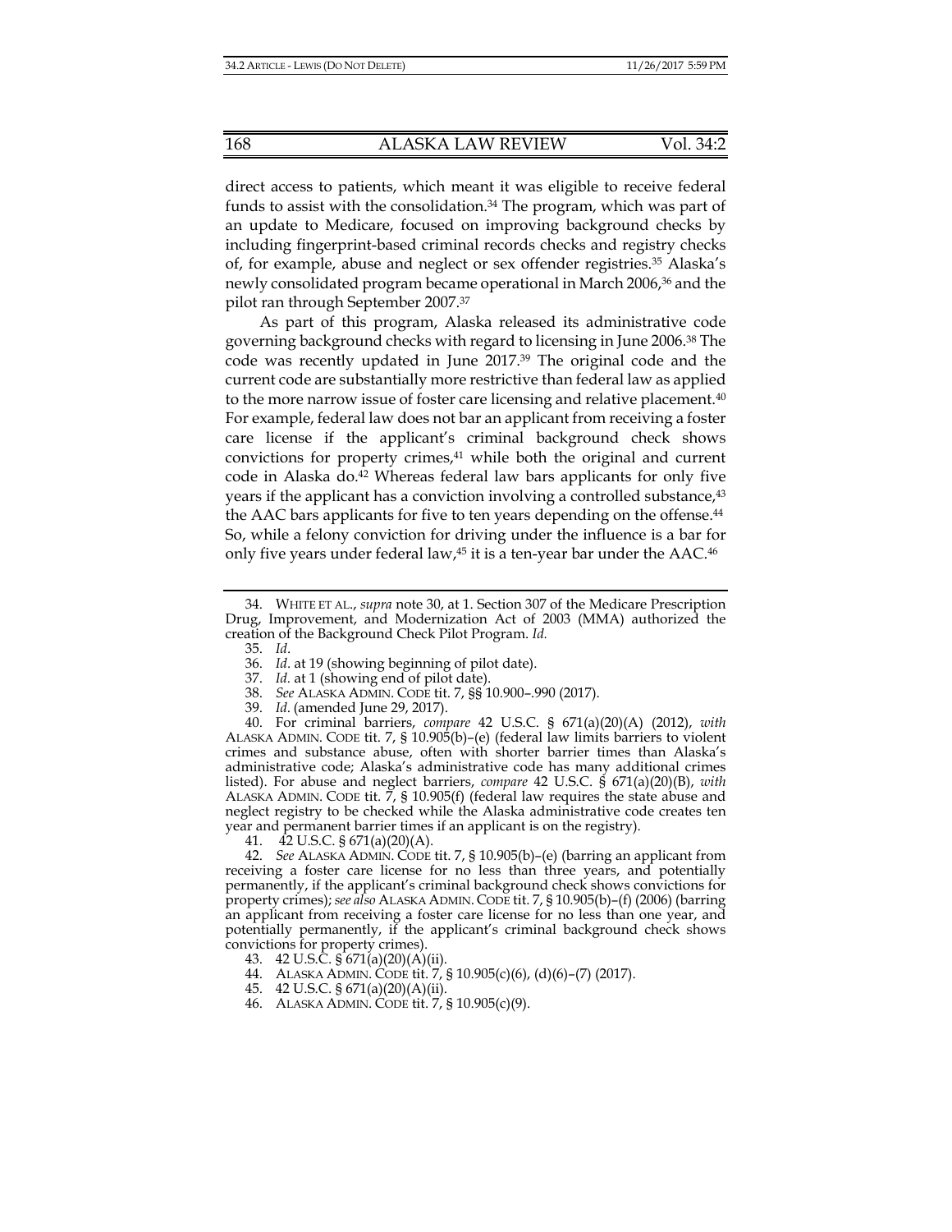direct access to patients, which meant it was eligible to receive federal funds to assist with the consolidation.[34] The program, which was part of an update to Medicare, focused on improving background checks by including fingerprint-based criminal records checks and registry checks of, for example, abuse and neglect or sex offender registries.[35] Alaska's newly consolidated program became operational in March 2006,[36] and the pilot ran through September 2007.[37]

As part of this program, Alaska released its administrative code governing background checks with regard to licensing in June 2006.[38] The code was recently updated in June 2017.[39] The original code and the current code are substantially more restrictive than federal law as applied to the more narrow issue of foster care licensing and relative placement.[40] For example, federal law does not bar an applicant from receiving a foster care license if the applicant's criminal background check shows convictions for property crimes,[41] while both the original and current code in Alaska do.[42] Whereas federal law bars applicants for only five years if the applicant has a conviction involving a controlled substance,[43] the AAC bars applicants for five to ten years depending on the offense.[44] So, while a felony conviction for driving under the influence is a bar for only five years under federal law,[45] it is a ten-year bar under the AAC.[46]

---

34. WHITE ET AL., *supra* note 30, at 1. Section 307 of the Medicare Prescription Drug, Improvement, and Modernization Act of 2003 (MMA) authorized the creation of the Background Check Pilot Program. *Id.*

35. *Id*.

36. *Id*. at 19 (showing beginning of pilot date).

37. *Id.* at 1 (showing end of pilot date).

38. *See* ALASKA ADMIN. CODE tit. 7, §§ 10.900–.990 (2017).

39. *Id*. (amended June 29, 2017).

40. For criminal barriers, *compare* 42 U.S.C. § 671(a)(20)(A) (2012), *with* ALASKA ADMIN. CODE tit. 7, § 10.905(b)–(e) (federal law limits barriers to violent crimes and substance abuse, often with shorter barrier times than Alaska's administrative code; Alaska's administrative code has many additional crimes listed). For abuse and neglect barriers, *compare* 42 U.S.C. § 671(a)(20)(B), *with* ALASKA ADMIN. CODE tit. 7, § 10.905(f) (federal law requires the state abuse and neglect registry to be checked while the Alaska administrative code creates ten year and permanent barrier times if an applicant is on the registry).

41. 42 U.S.C. § 671(a)(20)(A).

42. *See* ALASKA ADMIN. CODE tit. 7, § 10.905(b)–(e) (barring an applicant from receiving a foster care license for no less than three years, and potentially permanently, if the applicant's criminal background check shows convictions for property crimes); *see also* ALASKA ADMIN. CODE tit. 7, § 10.905(b)–(f) (2006) (barring an applicant from receiving a foster care license for no less than one year, and potentially permanently, if the applicant's criminal background check shows convictions for property crimes).

43. 42 U.S.C. § 671(a)(20)(A)(ii).

44. ALASKA ADMIN. CODE tit. 7, § 10.905(c)(6), (d)(6)–(7) (2017).

45. 42 U.S.C. § 671(a)(20)(A)(ii).

46. ALASKA ADMIN. CODE tit. 7, § 10.905(c)(9).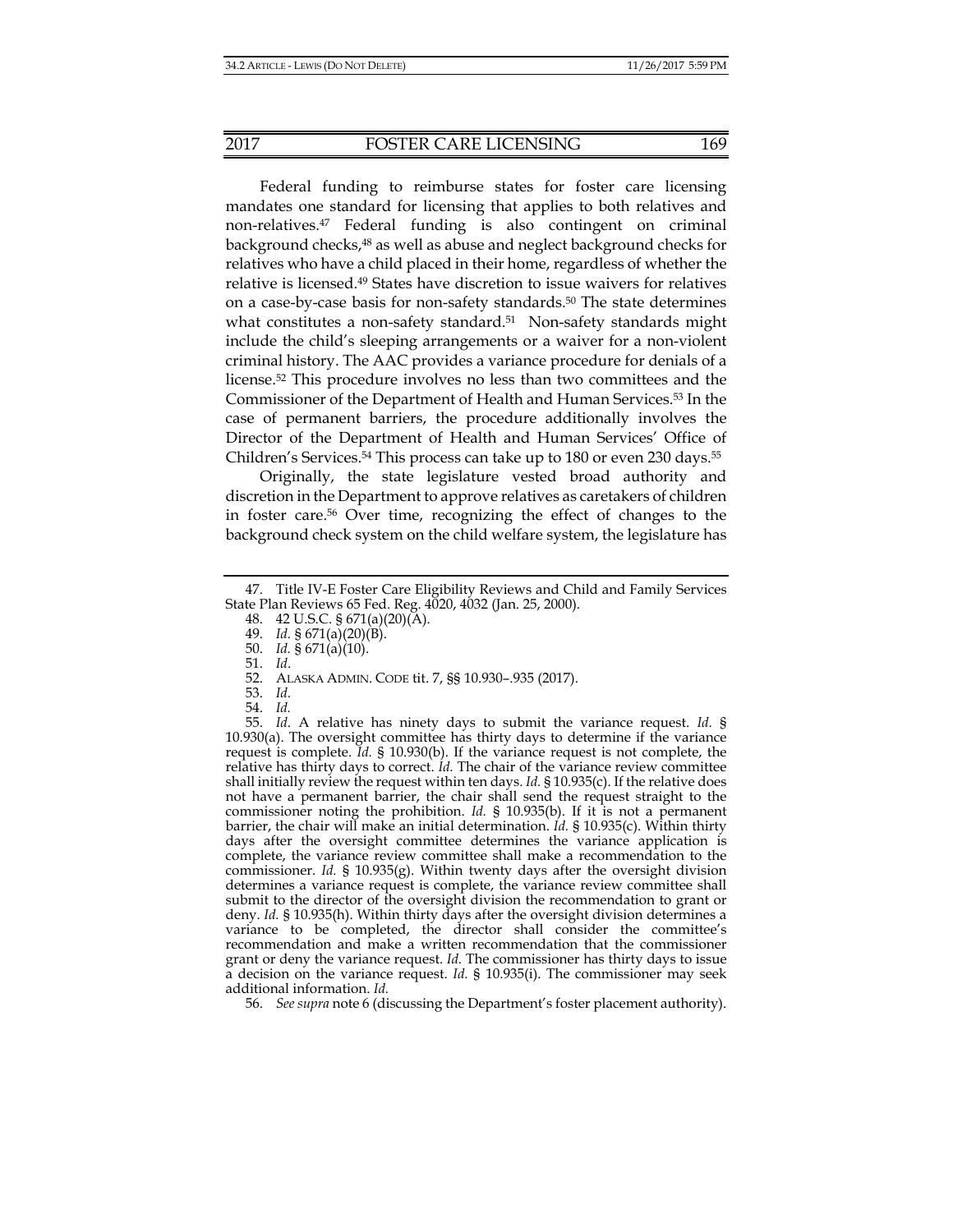Federal funding to reimburse states for foster care licensing mandates one standard for licensing that applies to both relatives and non-relatives.[47] Federal funding is also contingent on criminal background checks,[48] as well as abuse and neglect background checks for relatives who have a child placed in their home, regardless of whether the relative is licensed.[49] States have discretion to issue waivers for relatives on a case-by-case basis for non-safety standards.[50] The state determines what constitutes a non-safety standard.[51] Non-safety standards might include the child's sleeping arrangements or a waiver for a non-violent criminal history. The AAC provides a variance procedure for denials of a license.[52] This procedure involves no less than two committees and the Commissioner of the Department of Health and Human Services.[53] In the case of permanent barriers, the procedure additionally involves the Director of the Department of Health and Human Services' Office of Children's Services.[54] This process can take up to 180 or even 230 days.[55]

Originally, the state legislature vested broad authority and discretion in the Department to approve relatives as caretakers of children in foster care.[56] Over time, recognizing the effect of changes to the background check system on the child welfare system, the legislature has

---

47. Title IV-E Foster Care Eligibility Reviews and Child and Family Services State Plan Reviews 65 Fed. Reg. 4020, 4032 (Jan. 25, 2000).

48. 42 U.S.C. § 671(a)(20)(A).

49. *Id.* § 671(a)(20)(B).

50. *Id.* § 671(a)(10).

51. *Id*.

52. ALASKA ADMIN. CODE tit. 7, §§ 10.930–.935 (2017).

53. *Id*.

54. *Id.*

55. *Id*. A relative has ninety days to submit the variance request. *Id.* § 10.930(a). The oversight committee has thirty days to determine if the variance request is complete. *Id.* § 10.930(b). If the variance request is not complete, the relative has thirty days to correct. *Id.* The chair of the variance review committee shall initially review the request within ten days. *Id.* § 10.935(c). If the relative does not have a permanent barrier, the chair shall send the request straight to the commissioner noting the prohibition. *Id.* § 10.935(b). If it is not a permanent barrier, the chair will make an initial determination. *Id.* § 10.935(c). Within thirty days after the oversight committee determines the variance application is complete, the variance review committee shall make a recommendation to the commissioner. *Id.* § 10.935(g). Within twenty days after the oversight division determines a variance request is complete, the variance review committee shall submit to the director of the oversight division the recommendation to grant or deny. *Id.* § 10.935(h). Within thirty days after the oversight division determines a variance to be completed, the director shall consider the committee's recommendation and make a written recommendation that the commissioner grant or deny the variance request. *Id.* The commissioner has thirty days to issue a decision on the variance request. *Id.* § 10.935(i). The commissioner may seek additional information. *Id.*

56. *See supra* note 6 (discussing the Department's foster placement authority).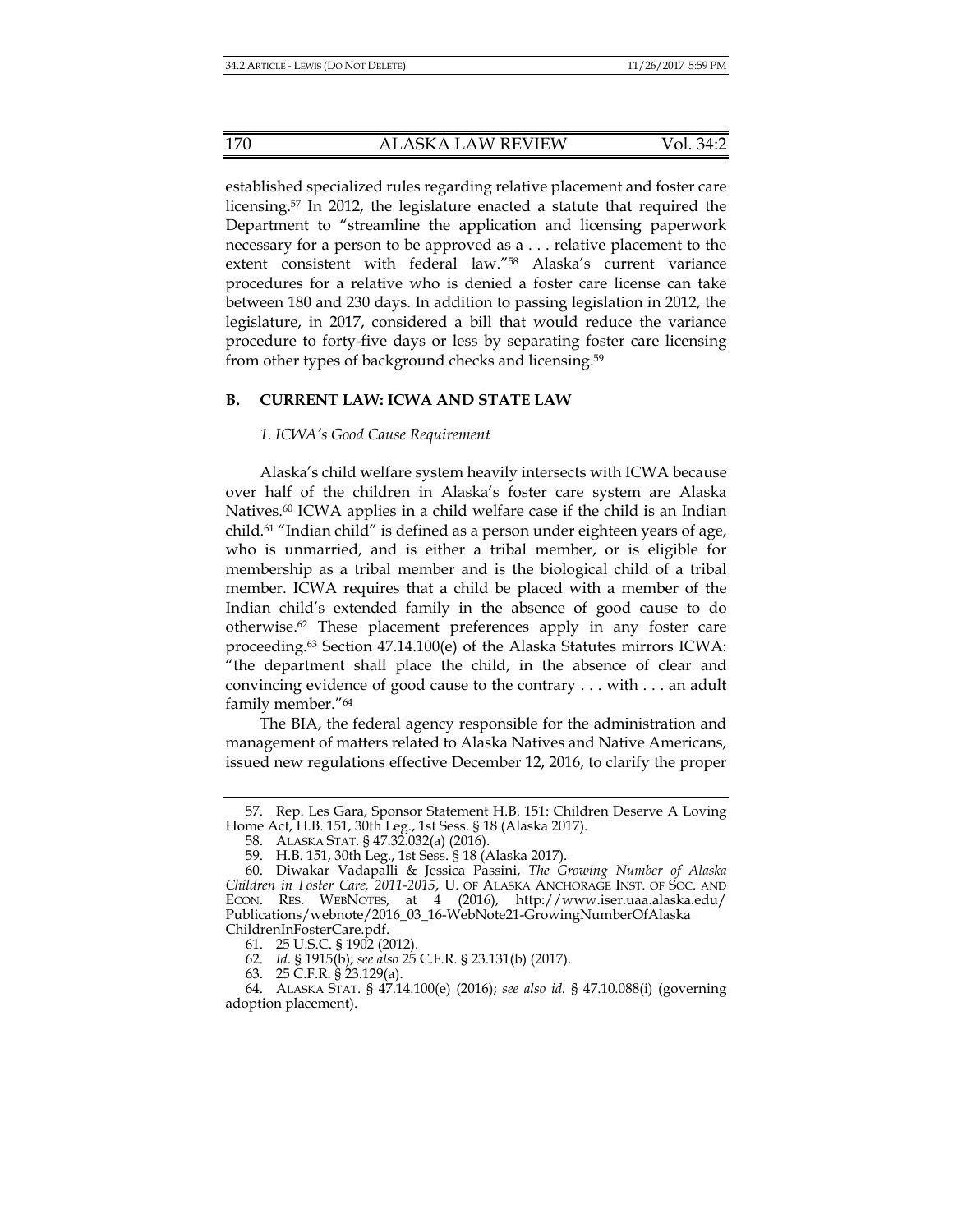established specialized rules regarding relative placement and foster care licensing.[57] In 2012, the legislature enacted a statute that required the Department to "streamline the application and licensing paperwork necessary for a person to be approved as a . . . relative placement to the extent consistent with federal law."[58] Alaska's current variance procedures for a relative who is denied a foster care license can take between 180 and 230 days. In addition to passing legislation in 2012, the legislature, in 2017, considered a bill that would reduce the variance procedure to forty-five days or less by separating foster care licensing from other types of background checks and licensing.[59]

## B. CURRENT LAW: ICWA AND STATE LAW

### *1. ICWA's Good Cause Requirement*

Alaska's child welfare system heavily intersects with ICWA because over half of the children in Alaska's foster care system are Alaska Natives.[60] ICWA applies in a child welfare case if the child is an Indian child.[61] "Indian child" is defined as a person under eighteen years of age, who is unmarried, and is either a tribal member, or is eligible for membership as a tribal member and is the biological child of a tribal member. ICWA requires that a child be placed with a member of the Indian child's extended family in the absence of good cause to do otherwise.[62] These placement preferences apply in any foster care proceeding.[63] Section 47.14.100(e) of the Alaska Statutes mirrors ICWA: "the department shall place the child, in the absence of clear and convincing evidence of good cause to the contrary . . . with . . . an adult family member."[64]

The BIA, the federal agency responsible for the administration and management of matters related to Alaska Natives and Native Americans, issued new regulations effective December 12, 2016, to clarify the proper

---

57. Rep. Les Gara, Sponsor Statement H.B. 151: Children Deserve A Loving Home Act, H.B. 151, 30th Leg., 1st Sess. § 18 (Alaska 2017).

58. ALASKA STAT. § 47.32.032(a) (2016).

59. H.B. 151, 30th Leg., 1st Sess. § 18 (Alaska 2017).

60. Diwakar Vadapalli & Jessica Passini, *The Growing Number of Alaska Children in Foster Care, 2011-2015*, U. OF ALASKA ANCHORAGE INST. OF SOC. AND ECON. RES. WEBNOTES, at 4 (2016), http://www.iser.uaa.alaska.edu/Publications/webnote/2016_03_16-WebNote21-GrowingNumberOfAlaskaChildrenInFosterCare.pdf.

61. 25 U.S.C. § 1902 (2012).

62. *Id.* § 1915(b); *see also* 25 C.F.R. § 23.131(b) (2017).

63. 25 C.F.R. § 23.129(a).

64. ALASKA STAT. § 47.14.100(e) (2016); *see also id.* § 47.10.088(i) (governing adoption placement).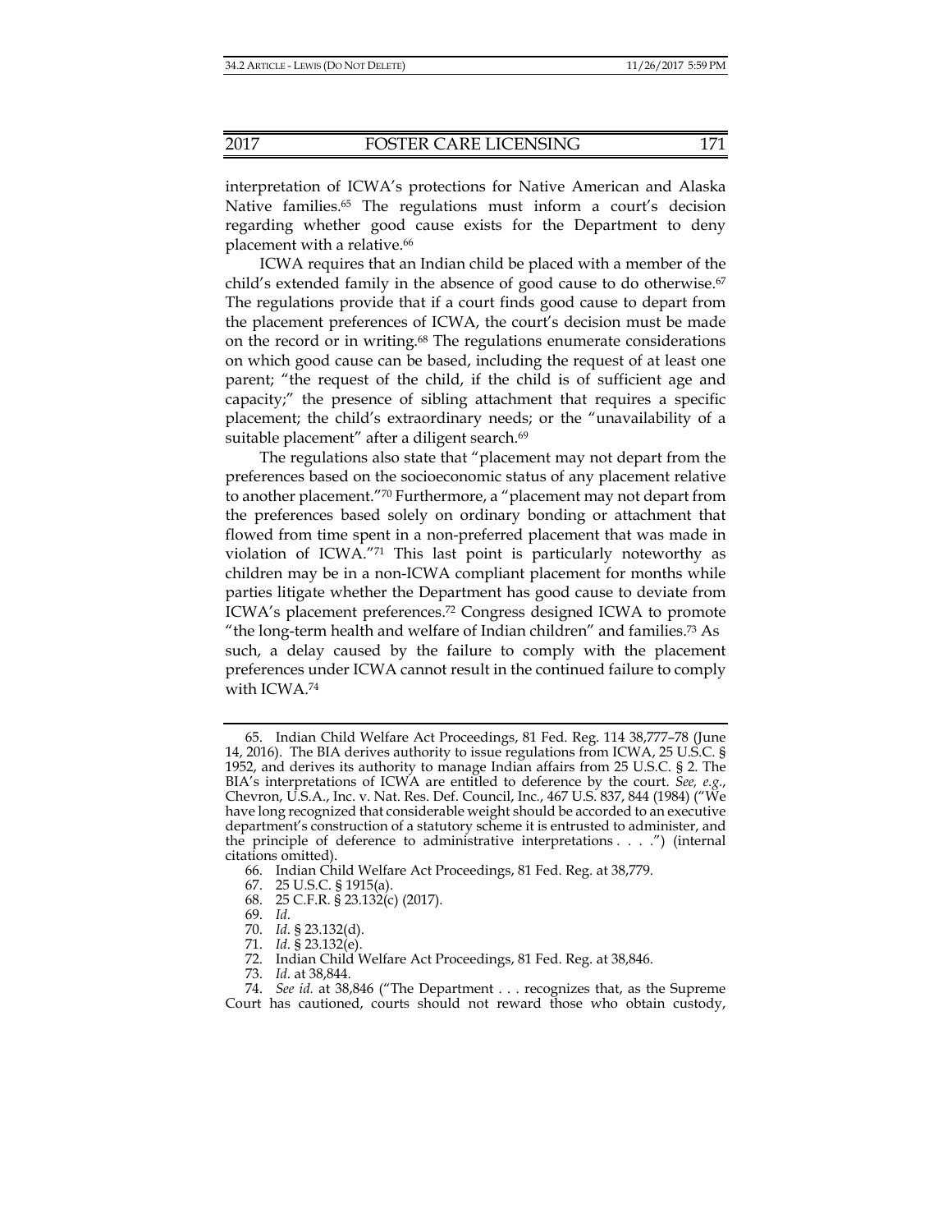interpretation of ICWA's protections for Native American and Alaska Native families.[65] The regulations must inform a court's decision regarding whether good cause exists for the Department to deny placement with a relative.[66]

ICWA requires that an Indian child be placed with a member of the child's extended family in the absence of good cause to do otherwise.[67] The regulations provide that if a court finds good cause to depart from the placement preferences of ICWA, the court's decision must be made on the record or in writing.[68] The regulations enumerate considerations on which good cause can be based, including the request of at least one parent; "the request of the child, if the child is of sufficient age and capacity;" the presence of sibling attachment that requires a specific placement; the child's extraordinary needs; or the "unavailability of a suitable placement" after a diligent search.[69]

The regulations also state that "placement may not depart from the preferences based on the socioeconomic status of any placement relative to another placement."[70] Furthermore, a "placement may not depart from the preferences based solely on ordinary bonding or attachment that flowed from time spent in a non-preferred placement that was made in violation of ICWA."[71] This last point is particularly noteworthy as children may be in a non-ICWA compliant placement for months while parties litigate whether the Department has good cause to deviate from ICWA's placement preferences.[72] Congress designed ICWA to promote "the long-term health and welfare of Indian children" and families.[73] As such, a delay caused by the failure to comply with the placement preferences under ICWA cannot result in the continued failure to comply with ICWA.[74]

---

65. Indian Child Welfare Act Proceedings, 81 Fed. Reg. 114 38,777–78 (June 14, 2016). The BIA derives authority to issue regulations from ICWA, 25 U.S.C. § 1952, and derives its authority to manage Indian affairs from 25 U.S.C. § 2. The BIA's interpretations of ICWA are entitled to deference by the court. *See, e.g.*, Chevron, U.S.A., Inc. v. Nat. Res. Def. Council, Inc., 467 U.S. 837, 844 (1984) ("We have long recognized that considerable weight should be accorded to an executive department's construction of a statutory scheme it is entrusted to administer, and the principle of deference to administrative interpretations . . . .") (internal citations omitted).

66. Indian Child Welfare Act Proceedings, 81 Fed. Reg. at 38,779.

67. 25 U.S.C. § 1915(a).

68. 25 C.F.R. § 23.132(c) (2017).

69. *Id*.

70. *Id*. § 23.132(d).

71. *Id*. § 23.132(e).

72. Indian Child Welfare Act Proceedings, 81 Fed. Reg. at 38,846.

73. *Id*. at 38,844.

74. *See id.* at 38,846 ("The Department . . . recognizes that, as the Supreme Court has cautioned, courts should not reward those who obtain custody,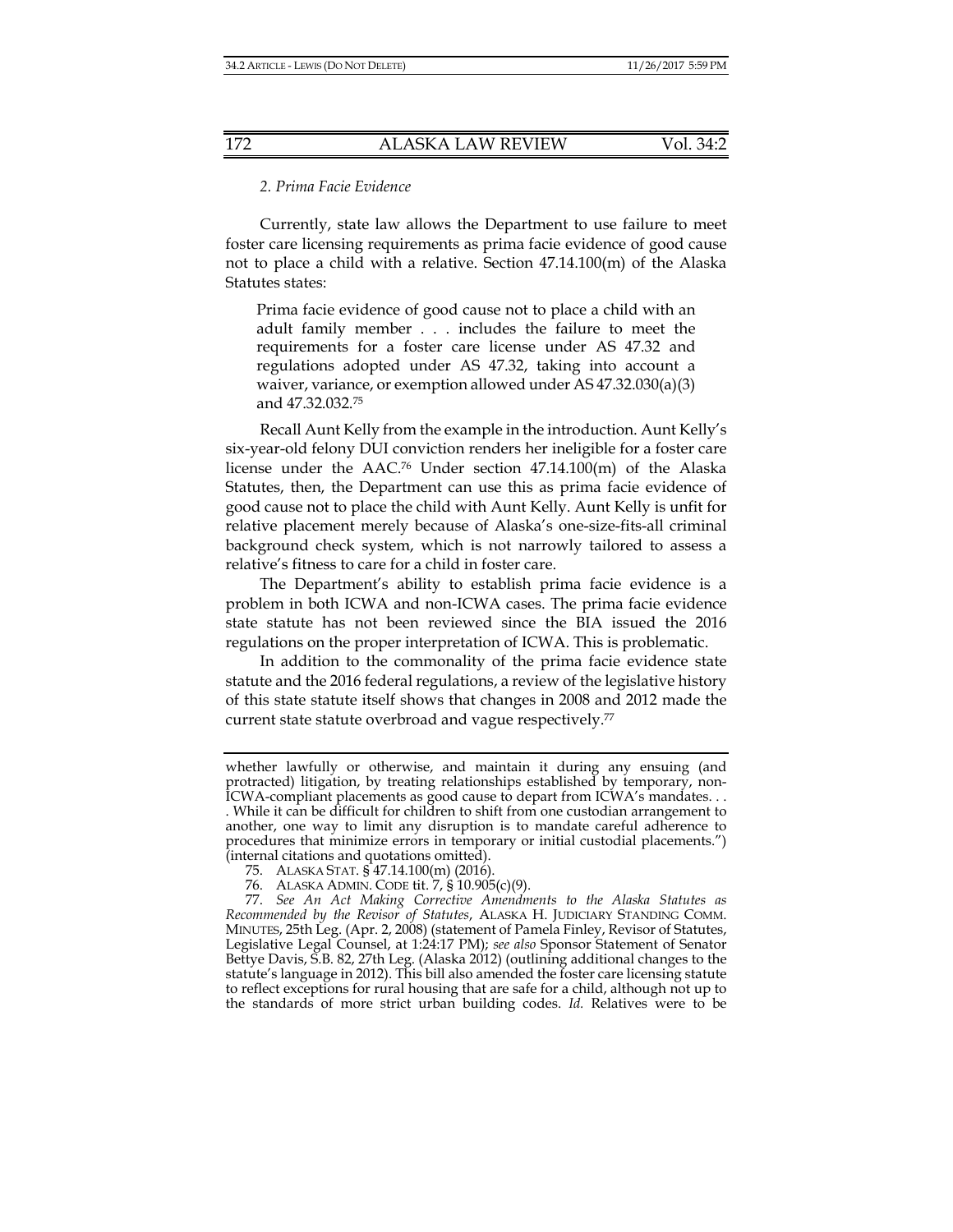*2. Prima Facie Evidence*

Currently, state law allows the Department to use failure to meet foster care licensing requirements as prima facie evidence of good cause not to place a child with a relative. Section 47.14.100(m) of the Alaska Statutes states:

> Prima facie evidence of good cause not to place a child with an adult family member . . . includes the failure to meet the requirements for a foster care license under AS 47.32 and regulations adopted under AS 47.32, taking into account a waiver, variance, or exemption allowed under AS 47.32.030(a)(3) and 47.32.032.[75]

Recall Aunt Kelly from the example in the introduction. Aunt Kelly's six-year-old felony DUI conviction renders her ineligible for a foster care license under the AAC.[76] Under section 47.14.100(m) of the Alaska Statutes, then, the Department can use this as prima facie evidence of good cause not to place the child with Aunt Kelly. Aunt Kelly is unfit for relative placement merely because of Alaska's one-size-fits-all criminal background check system, which is not narrowly tailored to assess a relative's fitness to care for a child in foster care.

The Department's ability to establish prima facie evidence is a problem in both ICWA and non-ICWA cases. The prima facie evidence state statute has not been reviewed since the BIA issued the 2016 regulations on the proper interpretation of ICWA. This is problematic.

In addition to the commonality of the prima facie evidence state statute and the 2016 federal regulations, a review of the legislative history of this state statute itself shows that changes in 2008 and 2012 made the current state statute overbroad and vague respectively.[77]

---

whether lawfully or otherwise, and maintain it during any ensuing (and protracted) litigation, by treating relationships established by temporary, non-ICWA-compliant placements as good cause to depart from ICWA's mandates. . . . While it can be difficult for children to shift from one custodian arrangement to another, one way to limit any disruption is to mandate careful adherence to procedures that minimize errors in temporary or initial custodial placements.") (internal citations and quotations omitted).

75. ALASKA STAT. § 47.14.100(m) (2016).

76. ALASKA ADMIN. CODE tit. 7, § 10.905(c)(9).

77. *See An Act Making Corrective Amendments to the Alaska Statutes as Recommended by the Revisor of Statutes*, ALASKA H. JUDICIARY STANDING COMM. MINUTES, 25th Leg. (Apr. 2, 2008) (statement of Pamela Finley, Revisor of Statutes, Legislative Legal Counsel, at 1:24:17 PM); *see also* Sponsor Statement of Senator Bettye Davis, S.B. 82, 27th Leg. (Alaska 2012) (outlining additional changes to the statute's language in 2012). This bill also amended the foster care licensing statute to reflect exceptions for rural housing that are safe for a child, although not up to the standards of more strict urban building codes. *Id.* Relatives were to be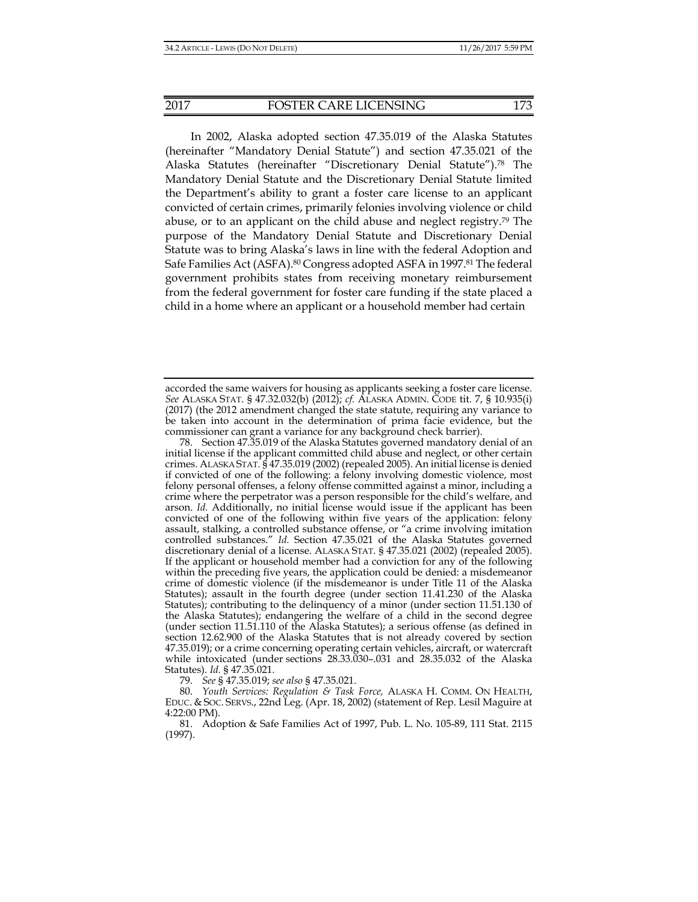In 2002, Alaska adopted section 47.35.019 of the Alaska Statutes (hereinafter "Mandatory Denial Statute") and section 47.35.021 of the Alaska Statutes (hereinafter "Discretionary Denial Statute").[78] The Mandatory Denial Statute and the Discretionary Denial Statute limited the Department's ability to grant a foster care license to an applicant convicted of certain crimes, primarily felonies involving violence or child abuse, or to an applicant on the child abuse and neglect registry.[79] The purpose of the Mandatory Denial Statute and Discretionary Denial Statute was to bring Alaska's laws in line with the federal Adoption and Safe Families Act (ASFA).[80] Congress adopted ASFA in 1997.[81] The federal government prohibits states from receiving monetary reimbursement from the federal government for foster care funding if the state placed a child in a home where an applicant or a household member had certain

---

accorded the same waivers for housing as applicants seeking a foster care license. *See* ALASKA STAT. § 47.32.032(b) (2012); *cf.* ALASKA ADMIN. CODE tit. 7, § 10.935(i) (2017) (the 2012 amendment changed the state statute, requiring any variance to be taken into account in the determination of prima facie evidence, but the commissioner can grant a variance for any background check barrier).

78. Section 47.35.019 of the Alaska Statutes governed mandatory denial of an initial license if the applicant committed child abuse and neglect, or other certain crimes. ALASKA STAT. § 47.35.019 (2002) (repealed 2005). An initial license is denied if convicted of one of the following: a felony involving domestic violence, most felony personal offenses, a felony offense committed against a minor, including a crime where the perpetrator was a person responsible for the child's welfare, and arson. *Id.* Additionally, no initial license would issue if the applicant has been convicted of one of the following within five years of the application: felony assault, stalking, a controlled substance offense, or "a crime involving imitation controlled substances." *Id.* Section 47.35.021 of the Alaska Statutes governed discretionary denial of a license. ALASKA STAT. § 47.35.021 (2002) (repealed 2005). If the applicant or household member had a conviction for any of the following within the preceding five years, the application could be denied: a misdemeanor crime of domestic violence (if the misdemeanor is under Title 11 of the Alaska Statutes); assault in the fourth degree (under section 11.41.230 of the Alaska Statutes); contributing to the delinquency of a minor (under section 11.51.130 of the Alaska Statutes); endangering the welfare of a child in the second degree (under section 11.51.110 of the Alaska Statutes); a serious offense (as defined in section 12.62.900 of the Alaska Statutes that is not already covered by section 47.35.019); or a crime concerning operating certain vehicles, aircraft, or watercraft while intoxicated (under sections 28.33.030–.031 and 28.35.032 of the Alaska Statutes). *Id.* § 47.35.021.

79. *See* § 47.35.019; *see also* § 47.35.021.

80. *Youth Services: Regulation & Task Force,* ALASKA H. COMM. ON HEALTH, EDUC. & SOC. SERVS., 22nd Leg. (Apr. 18, 2002) (statement of Rep. Lesil Maguire at 4:22:00 PM).

81. Adoption & Safe Families Act of 1997, Pub. L. No. 105-89, 111 Stat. 2115 (1997).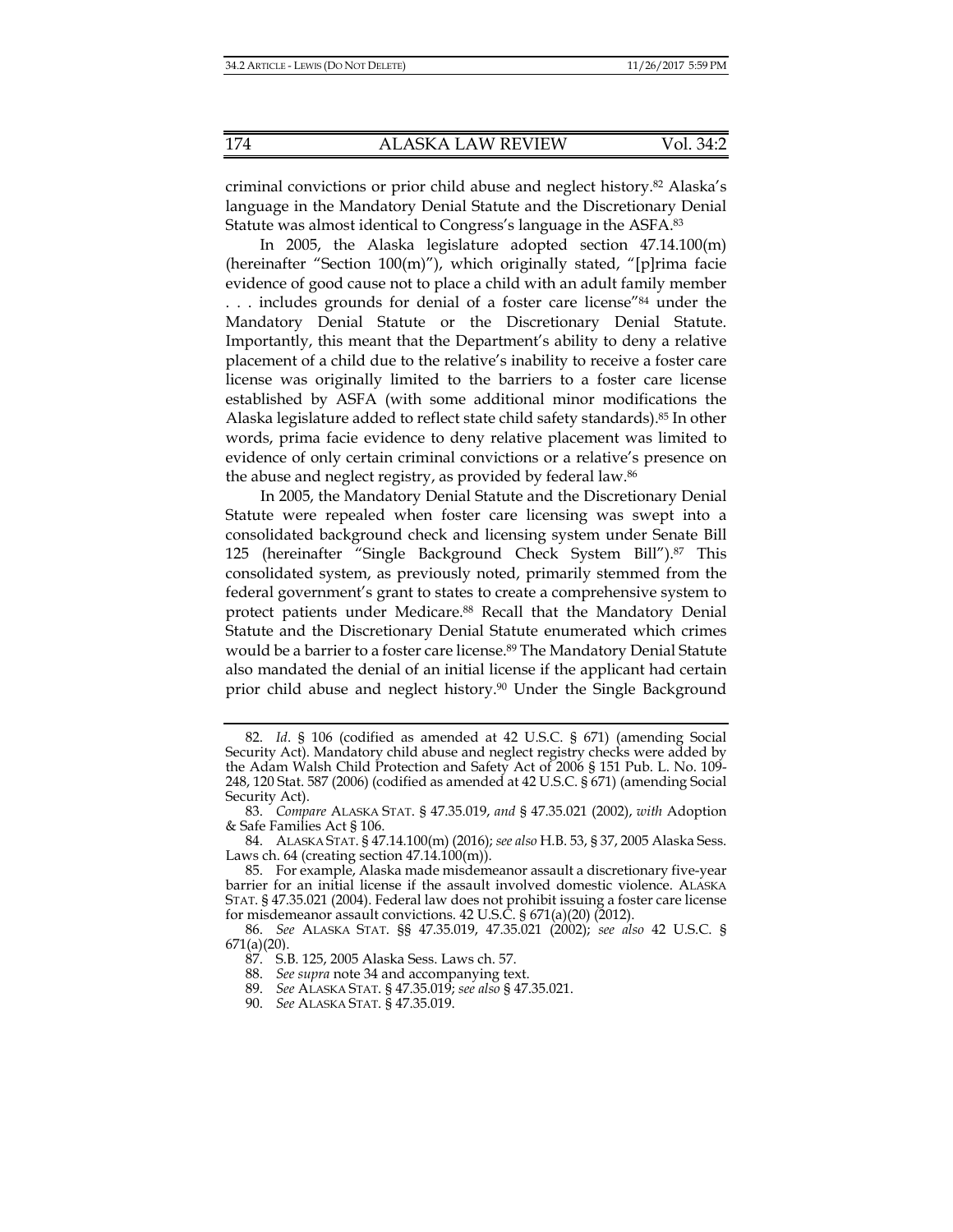criminal convictions or prior child abuse and neglect history.[82] Alaska's language in the Mandatory Denial Statute and the Discretionary Denial Statute was almost identical to Congress's language in the ASFA.[83]

In 2005, the Alaska legislature adopted section 47.14.100(m) (hereinafter "Section 100(m)"), which originally stated, "[p]rima facie evidence of good cause not to place a child with an adult family member . . . includes grounds for denial of a foster care license"[84] under the Mandatory Denial Statute or the Discretionary Denial Statute. Importantly, this meant that the Department's ability to deny a relative placement of a child due to the relative's inability to receive a foster care license was originally limited to the barriers to a foster care license established by ASFA (with some additional minor modifications the Alaska legislature added to reflect state child safety standards).[85] In other words, prima facie evidence to deny relative placement was limited to evidence of only certain criminal convictions or a relative's presence on the abuse and neglect registry, as provided by federal law.[86]

In 2005, the Mandatory Denial Statute and the Discretionary Denial Statute were repealed when foster care licensing was swept into a consolidated background check and licensing system under Senate Bill 125 (hereinafter "Single Background Check System Bill").[87] This consolidated system, as previously noted, primarily stemmed from the federal government's grant to states to create a comprehensive system to protect patients under Medicare.[88] Recall that the Mandatory Denial Statute and the Discretionary Denial Statute enumerated which crimes would be a barrier to a foster care license.[89] The Mandatory Denial Statute also mandated the denial of an initial license if the applicant had certain prior child abuse and neglect history.[90] Under the Single Background

---

82. *Id*. § 106 (codified as amended at 42 U.S.C. § 671) (amending Social Security Act). Mandatory child abuse and neglect registry checks were added by the Adam Walsh Child Protection and Safety Act of 2006 § 151 Pub. L. No. 109-248, 120 Stat. 587 (2006) (codified as amended at 42 U.S.C. § 671) (amending Social Security Act).

83. *Compare* ALASKA STAT. § 47.35.019, *and* § 47.35.021 (2002), *with* Adoption & Safe Families Act § 106.

84. ALASKA STAT. § 47.14.100(m) (2016); *see also* H.B. 53, § 37, 2005 Alaska Sess. Laws ch. 64 (creating section 47.14.100(m)).

85. For example, Alaska made misdemeanor assault a discretionary five-year barrier for an initial license if the assault involved domestic violence. ALASKA STAT. § 47.35.021 (2004). Federal law does not prohibit issuing a foster care license for misdemeanor assault convictions. 42 U.S.C. § 671(a)(20) (2012).

86. *See* ALASKA STAT. §§ 47.35.019, 47.35.021 (2002); *see also* 42 U.S.C. § 671(a)(20).

87. S.B. 125, 2005 Alaska Sess. Laws ch. 57.

88. *See supra* note 34 and accompanying text.

89. *See* ALASKA STAT. § 47.35.019; *see also* § 47.35.021.

90. *See* ALASKA STAT. § 47.35.019.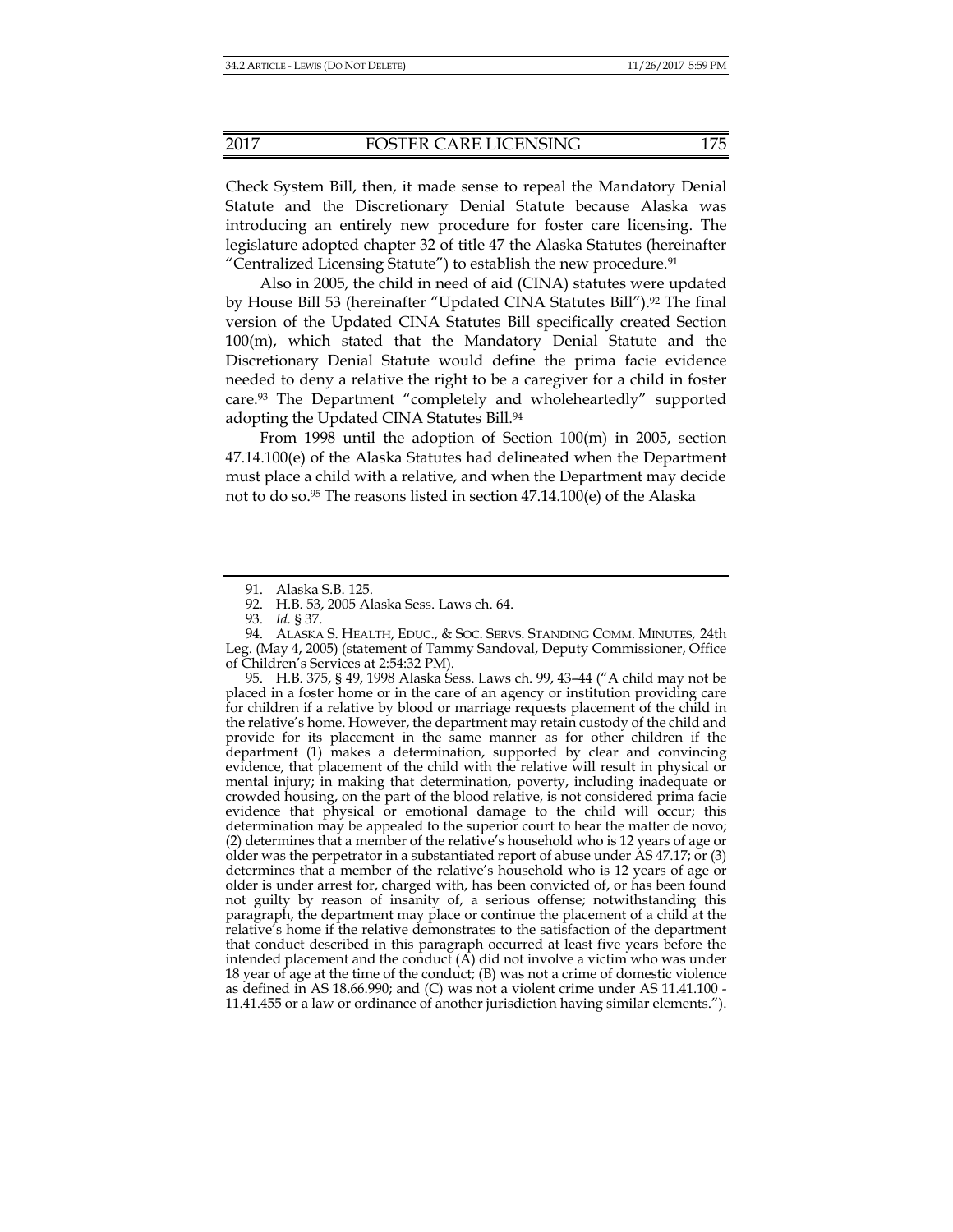Check System Bill, then, it made sense to repeal the Mandatory Denial Statute and the Discretionary Denial Statute because Alaska was introducing an entirely new procedure for foster care licensing. The legislature adopted chapter 32 of title 47 the Alaska Statutes (hereinafter "Centralized Licensing Statute") to establish the new procedure.[91]

Also in 2005, the child in need of aid (CINA) statutes were updated by House Bill 53 (hereinafter "Updated CINA Statutes Bill").[92] The final version of the Updated CINA Statutes Bill specifically created Section 100(m), which stated that the Mandatory Denial Statute and the Discretionary Denial Statute would define the prima facie evidence needed to deny a relative the right to be a caregiver for a child in foster care.[93] The Department "completely and wholeheartedly" supported adopting the Updated CINA Statutes Bill.[94]

From 1998 until the adoption of Section 100(m) in 2005, section 47.14.100(e) of the Alaska Statutes had delineated when the Department must place a child with a relative, and when the Department may decide not to do so.[95] The reasons listed in section 47.14.100(e) of the Alaska

---

91. Alaska S.B. 125.

92. H.B. 53, 2005 Alaska Sess. Laws ch. 64.

93. *Id.* § 37.

94. ALASKA S. HEALTH, EDUC., & SOC. SERVS. STANDING COMM. MINUTES, 24th Leg. (May 4, 2005) (statement of Tammy Sandoval, Deputy Commissioner, Office of Children's Services at 2:54:32 PM).

95. H.B. 375, § 49, 1998 Alaska Sess. Laws ch. 99, 43–44 ("A child may not be placed in a foster home or in the care of an agency or institution providing care for children if a relative by blood or marriage requests placement of the child in the relative's home. However, the department may retain custody of the child and provide for its placement in the same manner as for other children if the department (1) makes a determination, supported by clear and convincing evidence, that placement of the child with the relative will result in physical or mental injury; in making that determination, poverty, including inadequate or crowded housing, on the part of the blood relative, is not considered prima facie evidence that physical or emotional damage to the child will occur; this determination may be appealed to the superior court to hear the matter de novo; (2) determines that a member of the relative's household who is 12 years of age or older was the perpetrator in a substantiated report of abuse under AS 47.17; or (3) determines that a member of the relative's household who is 12 years of age or older is under arrest for, charged with, has been convicted of, or has been found not guilty by reason of insanity of, a serious offense; notwithstanding this paragraph, the department may place or continue the placement of a child at the relative's home if the relative demonstrates to the satisfaction of the department that conduct described in this paragraph occurred at least five years before the intended placement and the conduct (A) did not involve a victim who was under 18 year of age at the time of the conduct; (B) was not a crime of domestic violence as defined in AS 18.66.990; and (C) was not a violent crime under AS 11.41.100 - 11.41.455 or a law or ordinance of another jurisdiction having similar elements.").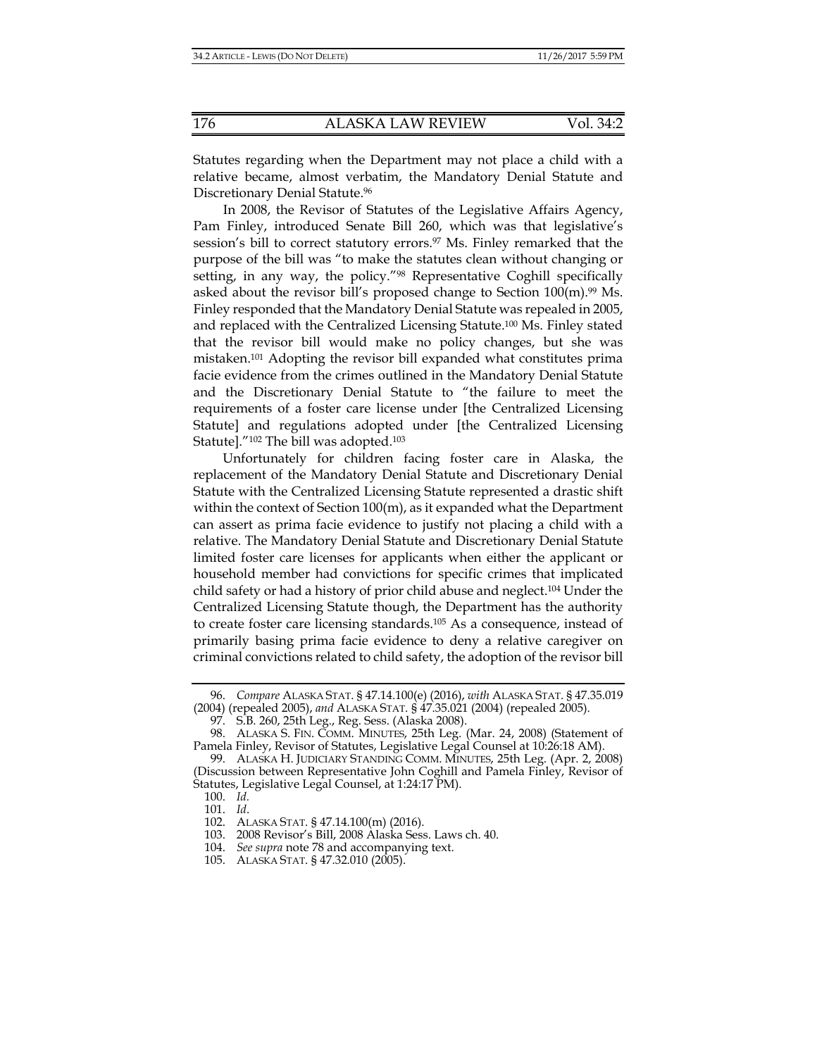Statutes regarding when the Department may not place a child with a relative became, almost verbatim, the Mandatory Denial Statute and Discretionary Denial Statute.[96]

In 2008, the Revisor of Statutes of the Legislative Affairs Agency, Pam Finley, introduced Senate Bill 260, which was that legislative's session's bill to correct statutory errors.[97] Ms. Finley remarked that the purpose of the bill was "to make the statutes clean without changing or setting, in any way, the policy."[98] Representative Coghill specifically asked about the revisor bill's proposed change to Section 100(m).[99] Ms. Finley responded that the Mandatory Denial Statute was repealed in 2005, and replaced with the Centralized Licensing Statute.[100] Ms. Finley stated that the revisor bill would make no policy changes, but she was mistaken.[101] Adopting the revisor bill expanded what constitutes prima facie evidence from the crimes outlined in the Mandatory Denial Statute and the Discretionary Denial Statute to "the failure to meet the requirements of a foster care license under [the Centralized Licensing Statute] and regulations adopted under [the Centralized Licensing Statute]."[102] The bill was adopted.[103]

Unfortunately for children facing foster care in Alaska, the replacement of the Mandatory Denial Statute and Discretionary Denial Statute with the Centralized Licensing Statute represented a drastic shift within the context of Section 100(m), as it expanded what the Department can assert as prima facie evidence to justify not placing a child with a relative. The Mandatory Denial Statute and Discretionary Denial Statute limited foster care licenses for applicants when either the applicant or household member had convictions for specific crimes that implicated child safety or had a history of prior child abuse and neglect.[104] Under the Centralized Licensing Statute though, the Department has the authority to create foster care licensing standards.[105] As a consequence, instead of primarily basing prima facie evidence to deny a relative caregiver on criminal convictions related to child safety, the adoption of the revisor bill

---

96. *Compare* ALASKA STAT. § 47.14.100(e) (2016), *with* ALASKA STAT. § 47.35.019 (2004) (repealed 2005), *and* ALASKA STAT. § 47.35.021 (2004) (repealed 2005).

97. S.B. 260, 25th Leg., Reg. Sess. (Alaska 2008).

98. ALASKA S. FIN. COMM. MINUTES, 25th Leg. (Mar. 24, 2008) (Statement of Pamela Finley, Revisor of Statutes, Legislative Legal Counsel at 10:26:18 AM).

99. ALASKA H. JUDICIARY STANDING COMM. MINUTES, 25th Leg. (Apr. 2, 2008) (Discussion between Representative John Coghill and Pamela Finley, Revisor of Statutes, Legislative Legal Counsel, at 1:24:17 PM).

100. *Id*.

101. *Id*.

102. ALASKA STAT. § 47.14.100(m) (2016).

103. 2008 Revisor's Bill, 2008 Alaska Sess. Laws ch. 40.

104. *See supra* note 78 and accompanying text.

105. ALASKA STAT. § 47.32.010 (2005).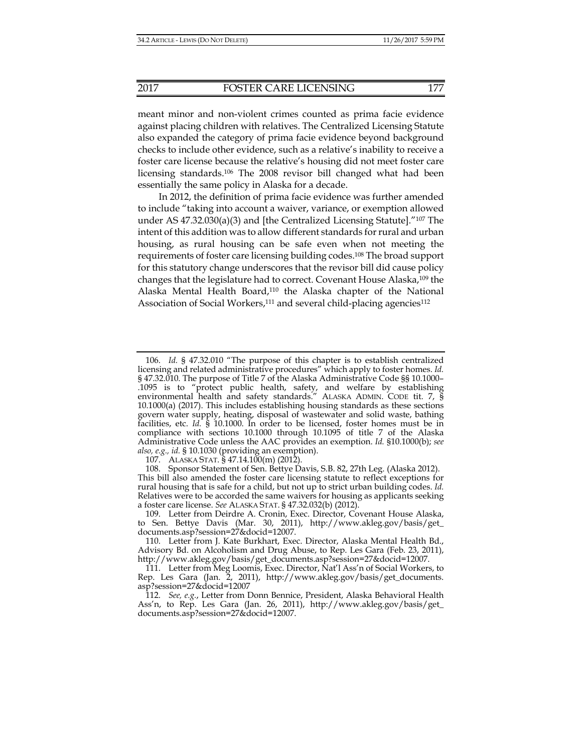meant minor and non-violent crimes counted as prima facie evidence against placing children with relatives. The Centralized Licensing Statute also expanded the category of prima facie evidence beyond background checks to include other evidence, such as a relative's inability to receive a foster care license because the relative's housing did not meet foster care licensing standards.[106] The 2008 revisor bill changed what had been essentially the same policy in Alaska for a decade.

In 2012, the definition of prima facie evidence was further amended to include "taking into account a waiver, variance, or exemption allowed under AS 47.32.030(a)(3) and [the Centralized Licensing Statute]."[107] The intent of this addition was to allow different standards for rural and urban housing, as rural housing can be safe even when not meeting the requirements of foster care licensing building codes.[108] The broad support for this statutory change underscores that the revisor bill did cause policy changes that the legislature had to correct. Covenant House Alaska,[109] the Alaska Mental Health Board,[110] the Alaska chapter of the National Association of Social Workers,[111] and several child-placing agencies[112]

---

106. *Id.* § 47.32.010 "The purpose of this chapter is to establish centralized licensing and related administrative procedures" which apply to foster homes. *Id.* § 47.32.010. The purpose of Title 7 of the Alaska Administrative Code §§ 10.1000–.1095 is to "protect public health, safety, and welfare by establishing environmental health and safety standards." ALASKA ADMIN. CODE tit. 7, § 10.1000(a) (2017). This includes establishing housing standards as these sections govern water supply, heating, disposal of wastewater and solid waste, bathing facilities, etc. *Id.* § 10.1000. In order to be licensed, foster homes must be in compliance with sections 10.1000 through 10.1095 of title 7 of the Alaska Administrative Code unless the AAC provides an exemption. *Id.* §10.1000(b); *see also, e.g.*, *id.* § 10.1030 (providing an exemption).

107. ALASKA STAT. § 47.14.100(m) (2012).

108. Sponsor Statement of Sen. Bettye Davis, S.B. 82, 27th Leg. (Alaska 2012). This bill also amended the foster care licensing statute to reflect exceptions for rural housing that is safe for a child, but not up to strict urban building codes. *Id.* Relatives were to be accorded the same waivers for housing as applicants seeking a foster care license. *See* ALASKA STAT. § 47.32.032(b) (2012).

109. Letter from Deirdre A. Cronin, Exec. Director, Covenant House Alaska, to Sen. Bettye Davis (Mar. 30, 2011), http://www.akleg.gov/basis/get_documents.asp?session=27&docid=12007.

110. Letter from J. Kate Burkhart, Exec. Director, Alaska Mental Health Bd., Advisory Bd. on Alcoholism and Drug Abuse, to Rep. Les Gara (Feb. 23, 2011), http://www.akleg.gov/basis/get_documents.asp?session=27&docid=12007.

111. Letter from Meg Loomis, Exec. Director, Nat'l Ass'n of Social Workers, to Rep. Les Gara (Jan. 2, 2011), http://www.akleg.gov/basis/get_documents.asp?session=27&docid=12007

112. *See, e.g.*, Letter from Donn Bennice, President, Alaska Behavioral Health Ass'n, to Rep. Les Gara (Jan. 26, 2011), http://www.akleg.gov/basis/get_documents.asp?session=27&docid=12007.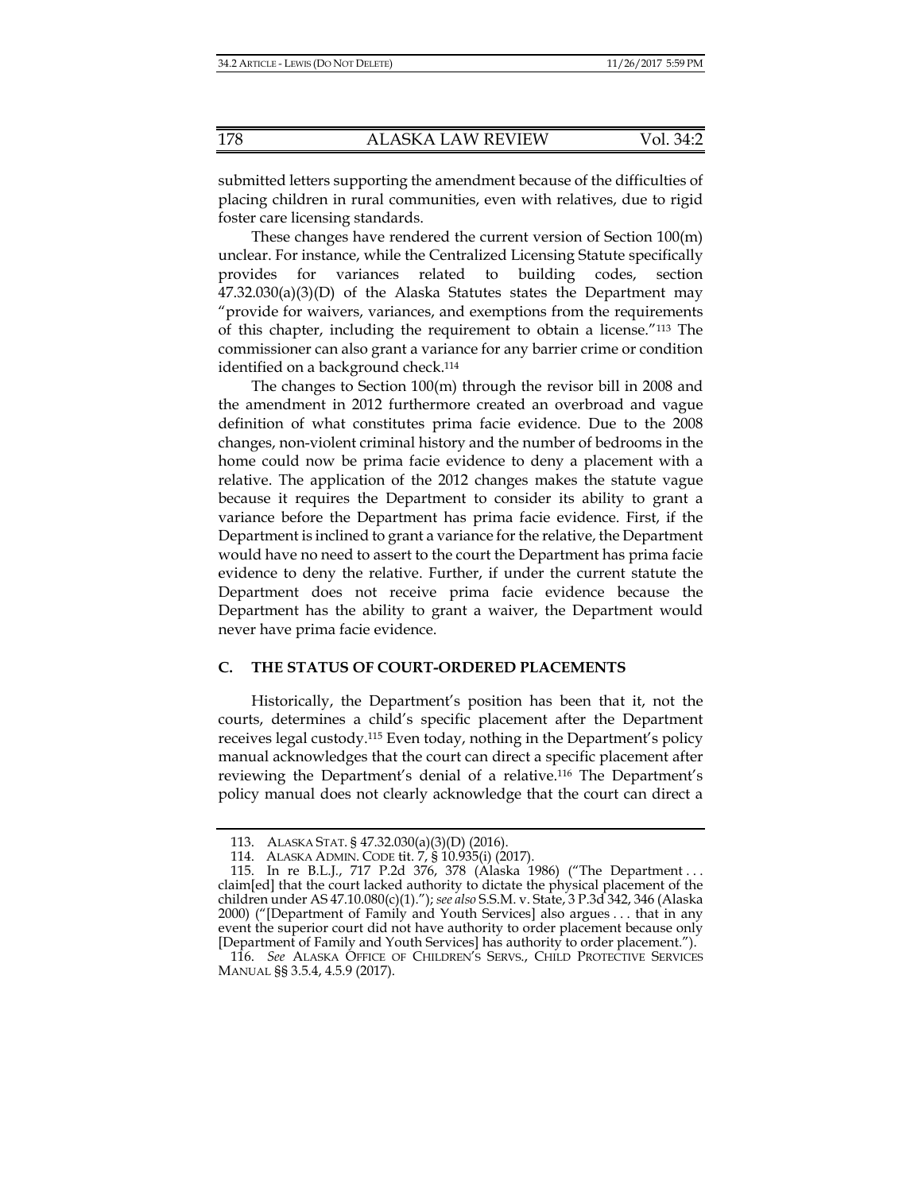submitted letters supporting the amendment because of the difficulties of placing children in rural communities, even with relatives, due to rigid foster care licensing standards.

These changes have rendered the current version of Section 100(m) unclear. For instance, while the Centralized Licensing Statute specifically provides for variances related to building codes, section 47.32.030(a)(3)(D) of the Alaska Statutes states the Department may "provide for waivers, variances, and exemptions from the requirements of this chapter, including the requirement to obtain a license."[113] The commissioner can also grant a variance for any barrier crime or condition identified on a background check.[114]

The changes to Section 100(m) through the revisor bill in 2008 and the amendment in 2012 furthermore created an overbroad and vague definition of what constitutes prima facie evidence. Due to the 2008 changes, non-violent criminal history and the number of bedrooms in the home could now be prima facie evidence to deny a placement with a relative. The application of the 2012 changes makes the statute vague because it requires the Department to consider its ability to grant a variance before the Department has prima facie evidence. First, if the Department is inclined to grant a variance for the relative, the Department would have no need to assert to the court the Department has prima facie evidence to deny the relative. Further, if under the current statute the Department does not receive prima facie evidence because the Department has the ability to grant a waiver, the Department would never have prima facie evidence.

### C. THE STATUS OF COURT-ORDERED PLACEMENTS

Historically, the Department's position has been that it, not the courts, determines a child's specific placement after the Department receives legal custody.[115] Even today, nothing in the Department's policy manual acknowledges that the court can direct a specific placement after reviewing the Department's denial of a relative.[116] The Department's policy manual does not clearly acknowledge that the court can direct a

---

113. ALASKA STAT. § 47.32.030(a)(3)(D) (2016).

114. ALASKA ADMIN. CODE tit. 7, § 10.935(i) (2017).

115. In re B.L.J., 717 P.2d 376, 378 (Alaska 1986) ("The Department . . . claim[ed] that the court lacked authority to dictate the physical placement of the children under AS 47.10.080(c)(1)."); *see also* S.S.M. v. State, 3 P.3d 342, 346 (Alaska 2000) ("[Department of Family and Youth Services] also argues . . . that in any event the superior court did not have authority to order placement because only [Department of Family and Youth Services] has authority to order placement.").

116. *See* ALASKA OFFICE OF CHILDREN'S SERVS., CHILD PROTECTIVE SERVICES MANUAL §§ 3.5.4, 4.5.9 (2017).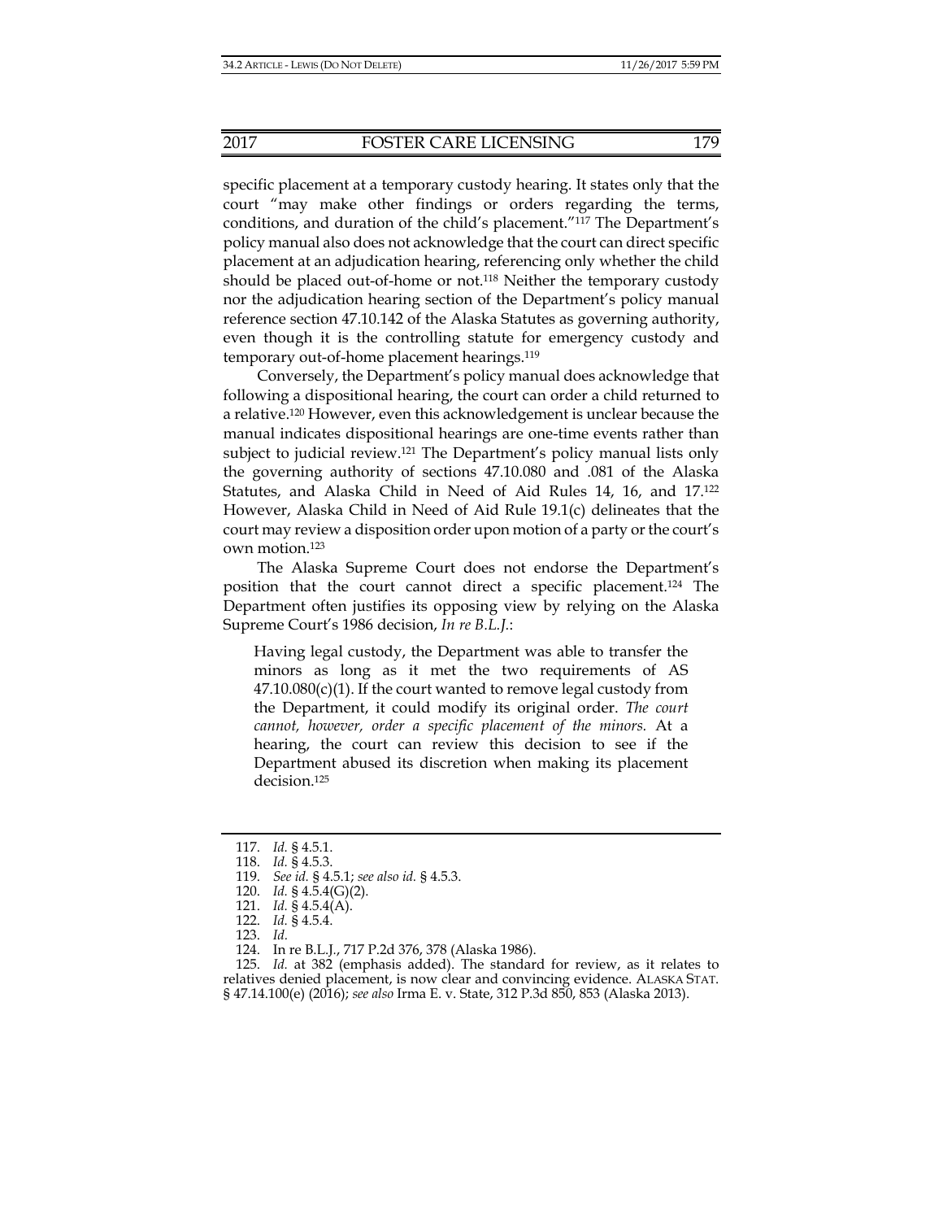specific placement at a temporary custody hearing. It states only that the court "may make other findings or orders regarding the terms, conditions, and duration of the child's placement."[117] The Department's policy manual also does not acknowledge that the court can direct specific placement at an adjudication hearing, referencing only whether the child should be placed out-of-home or not.[118] Neither the temporary custody nor the adjudication hearing section of the Department's policy manual reference section 47.10.142 of the Alaska Statutes as governing authority, even though it is the controlling statute for emergency custody and temporary out-of-home placement hearings.[119]

Conversely, the Department's policy manual does acknowledge that following a dispositional hearing, the court can order a child returned to a relative.[120] However, even this acknowledgement is unclear because the manual indicates dispositional hearings are one-time events rather than subject to judicial review.[121] The Department's policy manual lists only the governing authority of sections 47.10.080 and .081 of the Alaska Statutes, and Alaska Child in Need of Aid Rules 14, 16, and 17.[122] However, Alaska Child in Need of Aid Rule 19.1(c) delineates that the court may review a disposition order upon motion of a party or the court's own motion.[123]

The Alaska Supreme Court does not endorse the Department's position that the court cannot direct a specific placement.[124] The Department often justifies its opposing view by relying on the Alaska Supreme Court's 1986 decision, *In re B.L.J.*:

> Having legal custody, the Department was able to transfer the minors as long as it met the two requirements of AS 47.10.080(c)(1). If the court wanted to remove legal custody from the Department, it could modify its original order. *The court cannot, however, order a specific placement of the minors.* At a hearing, the court can review this decision to see if the Department abused its discretion when making its placement decision.[125]

---

117. *Id.* § 4.5.1.
118. *Id.* § 4.5.3.
119. *See id.* § 4.5.1; *see also id.* § 4.5.3.
120. *Id.* § 4.5.4(G)(2).
121. *Id.* § 4.5.4(A).
122. *Id.* § 4.5.4.
123. *Id.*
124. In re B.L.J., 717 P.2d 376, 378 (Alaska 1986).
125. *Id.* at 382 (emphasis added). The standard for review, as it relates to relatives denied placement, is now clear and convincing evidence. ALASKA STAT. § 47.14.100(e) (2016); *see also* Irma E. v. State, 312 P.3d 850, 853 (Alaska 2013).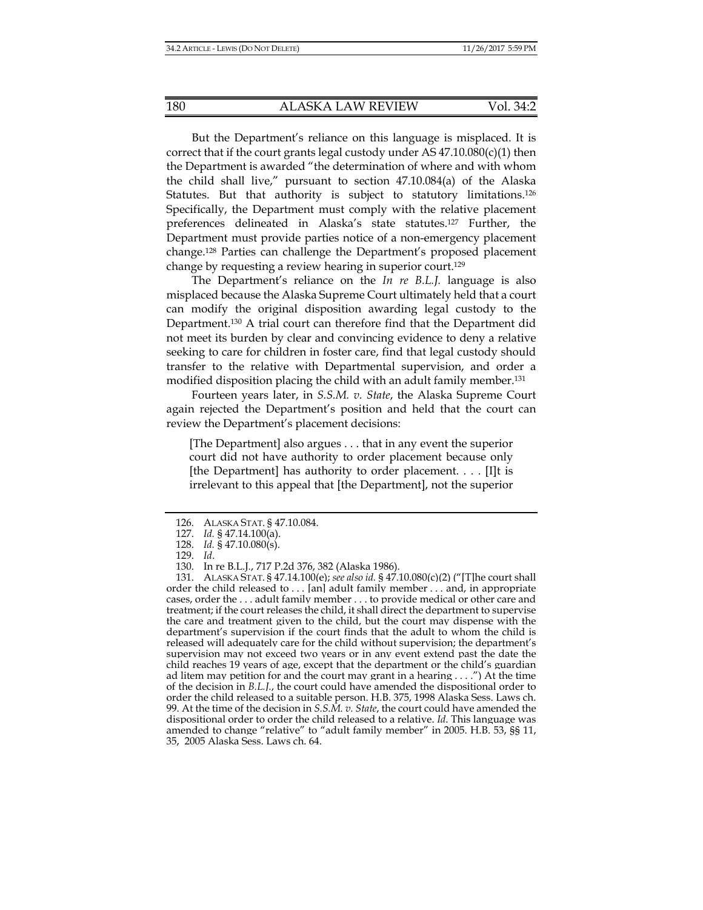But the Department's reliance on this language is misplaced. It is correct that if the court grants legal custody under AS 47.10.080(c)(1) then the Department is awarded "the determination of where and with whom the child shall live," pursuant to section 47.10.084(a) of the Alaska Statutes. But that authority is subject to statutory limitations.[126] Specifically, the Department must comply with the relative placement preferences delineated in Alaska's state statutes.[127] Further, the Department must provide parties notice of a non-emergency placement change.[128] Parties can challenge the Department's proposed placement change by requesting a review hearing in superior court.[129]

The Department's reliance on the *In re B.L.J.* language is also misplaced because the Alaska Supreme Court ultimately held that a court can modify the original disposition awarding legal custody to the Department.[130] A trial court can therefore find that the Department did not meet its burden by clear and convincing evidence to deny a relative seeking to care for children in foster care, find that legal custody should transfer to the relative with Departmental supervision, and order a modified disposition placing the child with an adult family member.[131]

Fourteen years later, in *S.S.M. v. State*, the Alaska Supreme Court again rejected the Department's position and held that the court can review the Department's placement decisions:

> [The Department] also argues . . . that in any event the superior court did not have authority to order placement because only [the Department] has authority to order placement. . . . [I]t is irrelevant to this appeal that [the Department], not the superior

---

126. ALASKA STAT. § 47.10.084.

127. *Id.* § 47.14.100(a).

128. *Id.* § 47.10.080(s).

129. *Id*.

130. In re B.L.J., 717 P.2d 376, 382 (Alaska 1986).

131. ALASKA STAT. § 47.14.100(e); *see also id.* § 47.10.080(c)(2) ("[T]he court shall order the child released to . . . [an] adult family member . . . and, in appropriate cases, order the . . . adult family member . . . to provide medical or other care and treatment; if the court releases the child, it shall direct the department to supervise the care and treatment given to the child, but the court may dispense with the department's supervision if the court finds that the adult to whom the child is released will adequately care for the child without supervision; the department's supervision may not exceed two years or in any event extend past the date the child reaches 19 years of age, except that the department or the child's guardian ad litem may petition for and the court may grant in a hearing . . . .") At the time of the decision in *B.L.J.*, the court could have amended the dispositional order to order the child released to a suitable person. H.B. 375, 1998 Alaska Sess. Laws ch. 99. At the time of the decision in *S.S.M. v. State*, the court could have amended the dispositional order to order the child released to a relative. *Id.* This language was amended to change "relative" to "adult family member" in 2005. H.B. 53, §§ 11, 35, 2005 Alaska Sess. Laws ch. 64.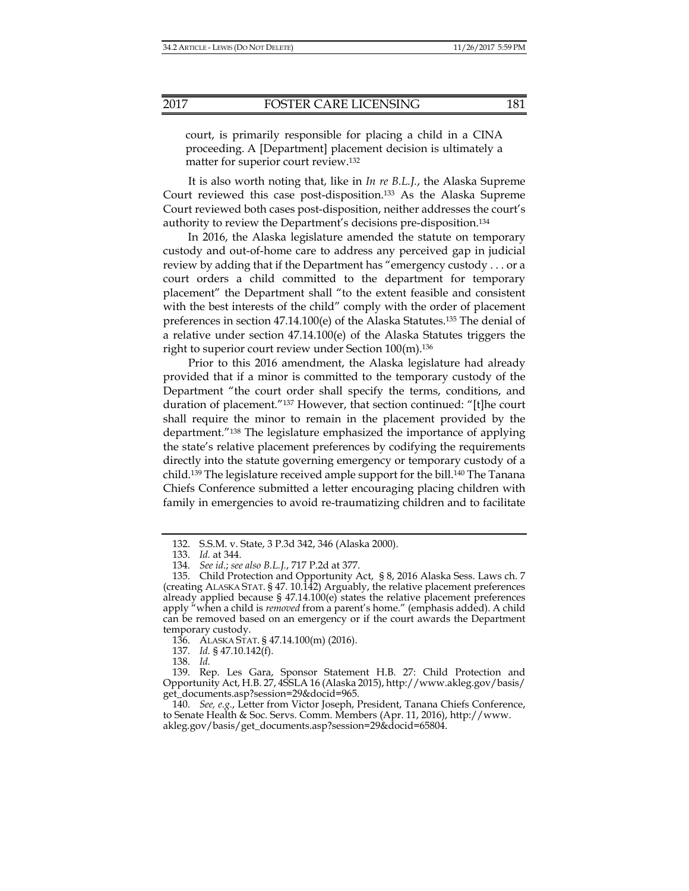court, is primarily responsible for placing a child in a CINA proceeding. A [Department] placement decision is ultimately a matter for superior court review.[132]

It is also worth noting that, like in *In re B.L.J.*, the Alaska Supreme Court reviewed this case post-disposition.[133] As the Alaska Supreme Court reviewed both cases post-disposition, neither addresses the court's authority to review the Department's decisions pre-disposition.[134]

In 2016, the Alaska legislature amended the statute on temporary custody and out-of-home care to address any perceived gap in judicial review by adding that if the Department has "emergency custody . . . or a court orders a child committed to the department for temporary placement" the Department shall "to the extent feasible and consistent with the best interests of the child" comply with the order of placement preferences in section 47.14.100(e) of the Alaska Statutes.[135] The denial of a relative under section 47.14.100(e) of the Alaska Statutes triggers the right to superior court review under Section 100(m).[136]

Prior to this 2016 amendment, the Alaska legislature had already provided that if a minor is committed to the temporary custody of the Department "the court order shall specify the terms, conditions, and duration of placement."[137] However, that section continued: "[t]he court shall require the minor to remain in the placement provided by the department."[138] The legislature emphasized the importance of applying the state's relative placement preferences by codifying the requirements directly into the statute governing emergency or temporary custody of a child.[139] The legislature received ample support for the bill.[140] The Tanana Chiefs Conference submitted a letter encouraging placing children with family in emergencies to avoid re-traumatizing children and to facilitate

---

132. S.S.M. v. State, 3 P.3d 342, 346 (Alaska 2000).

133. *Id.* at 344.

134. *See id.*; *see also B.L.J.*, 717 P.2d at 377.

135. Child Protection and Opportunity Act, § 8, 2016 Alaska Sess. Laws ch. 7 (creating ALASKA STAT. § 47. 10.142) Arguably, the relative placement preferences already applied because § 47.14.100(e) states the relative placement preferences apply "when a child is *removed* from a parent's home." (emphasis added). A child can be removed based on an emergency or if the court awards the Department temporary custody.

136. ALASKA STAT. § 47.14.100(m) (2016).

137. *Id.* § 47.10.142(f).

138. *Id.*

139. Rep. Les Gara, Sponsor Statement H.B. 27: Child Protection and Opportunity Act, H.B. 27, 4SSLA 16 (Alaska 2015), http://www.akleg.gov/basis/get_documents.asp?session=29&docid=965.

140. *See, e.g.*, Letter from Victor Joseph, President, Tanana Chiefs Conference, to Senate Health & Soc. Servs. Comm. Members (Apr. 11, 2016), http://www.akleg.gov/basis/get_documents.asp?session=29&docid=65804.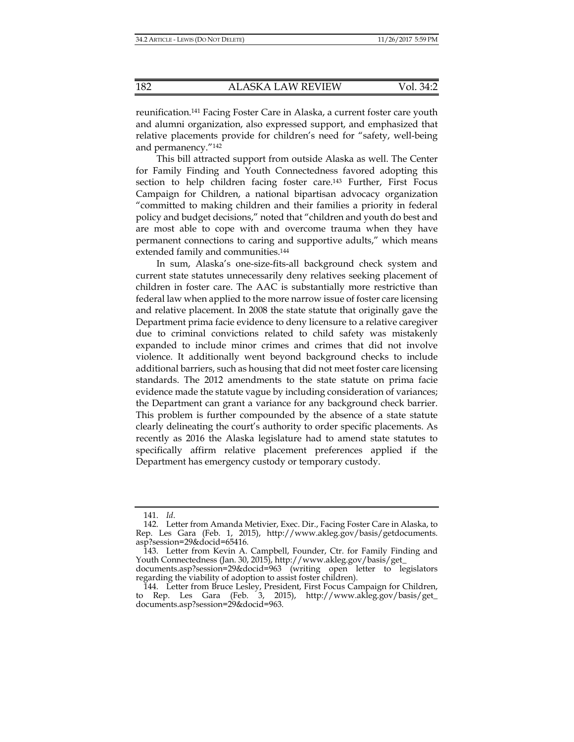reunification.[141] Facing Foster Care in Alaska, a current foster care youth and alumni organization, also expressed support, and emphasized that relative placements provide for children's need for "safety, well-being and permanency."[142]

This bill attracted support from outside Alaska as well. The Center for Family Finding and Youth Connectedness favored adopting this section to help children facing foster care.[143] Further, First Focus Campaign for Children, a national bipartisan advocacy organization "committed to making children and their families a priority in federal policy and budget decisions," noted that "children and youth do best and are most able to cope with and overcome trauma when they have permanent connections to caring and supportive adults," which means extended family and communities.[144]

In sum, Alaska's one-size-fits-all background check system and current state statutes unnecessarily deny relatives seeking placement of children in foster care. The AAC is substantially more restrictive than federal law when applied to the more narrow issue of foster care licensing and relative placement. In 2008 the state statute that originally gave the Department prima facie evidence to deny licensure to a relative caregiver due to criminal convictions related to child safety was mistakenly expanded to include minor crimes and crimes that did not involve violence. It additionally went beyond background checks to include additional barriers, such as housing that did not meet foster care licensing standards. The 2012 amendments to the state statute on prima facie evidence made the statute vague by including consideration of variances; the Department can grant a variance for any background check barrier. This problem is further compounded by the absence of a state statute clearly delineating the court's authority to order specific placements. As recently as 2016 the Alaska legislature had to amend state statutes to specifically affirm relative placement preferences applied if the Department has emergency custody or temporary custody.

---

141. *Id*.

142. Letter from Amanda Metivier, Exec. Dir., Facing Foster Care in Alaska, to Rep. Les Gara (Feb. 1, 2015), http://www.akleg.gov/basis/getdocuments.asp?session=29&docid=65416.

143. Letter from Kevin A. Campbell, Founder, Ctr. for Family Finding and Youth Connectedness (Jan. 30, 2015), http://www.akleg.gov/basis/get_documents.asp?session=29&docid=963 (writing open letter to legislators regarding the viability of adoption to assist foster children).

144. Letter from Bruce Lesley, President, First Focus Campaign for Children, to Rep. Les Gara (Feb. 3, 2015), http://www.akleg.gov/basis/get_documents.asp?session=29&docid=963.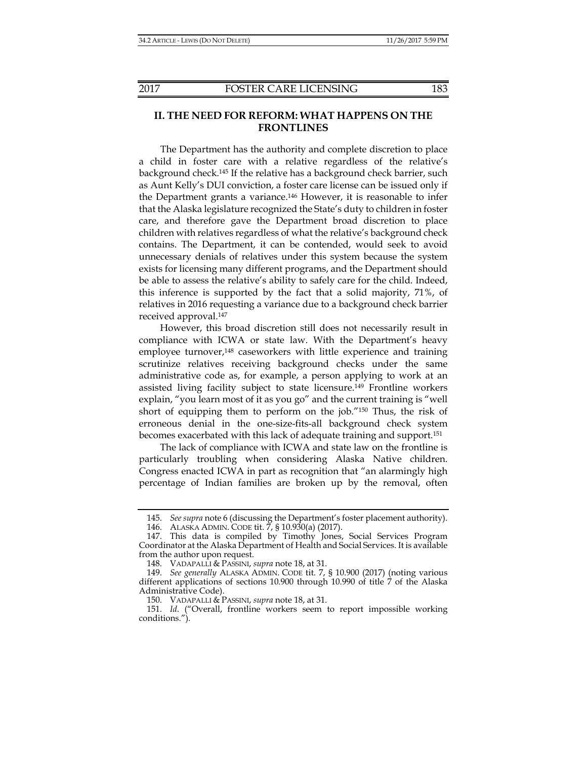## II. THE NEED FOR REFORM: WHAT HAPPENS ON THE FRONTLINES

The Department has the authority and complete discretion to place a child in foster care with a relative regardless of the relative's background check.[145] If the relative has a background check barrier, such as Aunt Kelly's DUI conviction, a foster care license can be issued only if the Department grants a variance.[146] However, it is reasonable to infer that the Alaska legislature recognized the State's duty to children in foster care, and therefore gave the Department broad discretion to place children with relatives regardless of what the relative's background check contains. The Department, it can be contended, would seek to avoid unnecessary denials of relatives under this system because the system exists for licensing many different programs, and the Department should be able to assess the relative's ability to safely care for the child. Indeed, this inference is supported by the fact that a solid majority, 71%, of relatives in 2016 requesting a variance due to a background check barrier received approval.[147]

However, this broad discretion still does not necessarily result in compliance with ICWA or state law. With the Department's heavy employee turnover,[148] caseworkers with little experience and training scrutinize relatives receiving background checks under the same administrative code as, for example, a person applying to work at an assisted living facility subject to state licensure.[149] Frontline workers explain, "you learn most of it as you go" and the current training is "well short of equipping them to perform on the job."[150] Thus, the risk of erroneous denial in the one-size-fits-all background check system becomes exacerbated with this lack of adequate training and support.[151]

The lack of compliance with ICWA and state law on the frontline is particularly troubling when considering Alaska Native children. Congress enacted ICWA in part as recognition that "an alarmingly high percentage of Indian families are broken up by the removal, often

---

145. *See supra* note 6 (discussing the Department's foster placement authority).

146. ALASKA ADMIN. CODE tit. 7, § 10.930(a) (2017).

147. This data is compiled by Timothy Jones, Social Services Program Coordinator at the Alaska Department of Health and Social Services. It is available from the author upon request.

148. VADAPALLI & PASSINI, *supra* note 18, at 31.

149. *See generally* ALASKA ADMIN. CODE tit. 7, § 10.900 (2017) (noting various different applications of sections 10.900 through 10.990 of title 7 of the Alaska Administrative Code).

150. VADAPALLI & PASSINI, *supra* note 18, at 31.

151. *Id.* ("Overall, frontline workers seem to report impossible working conditions.").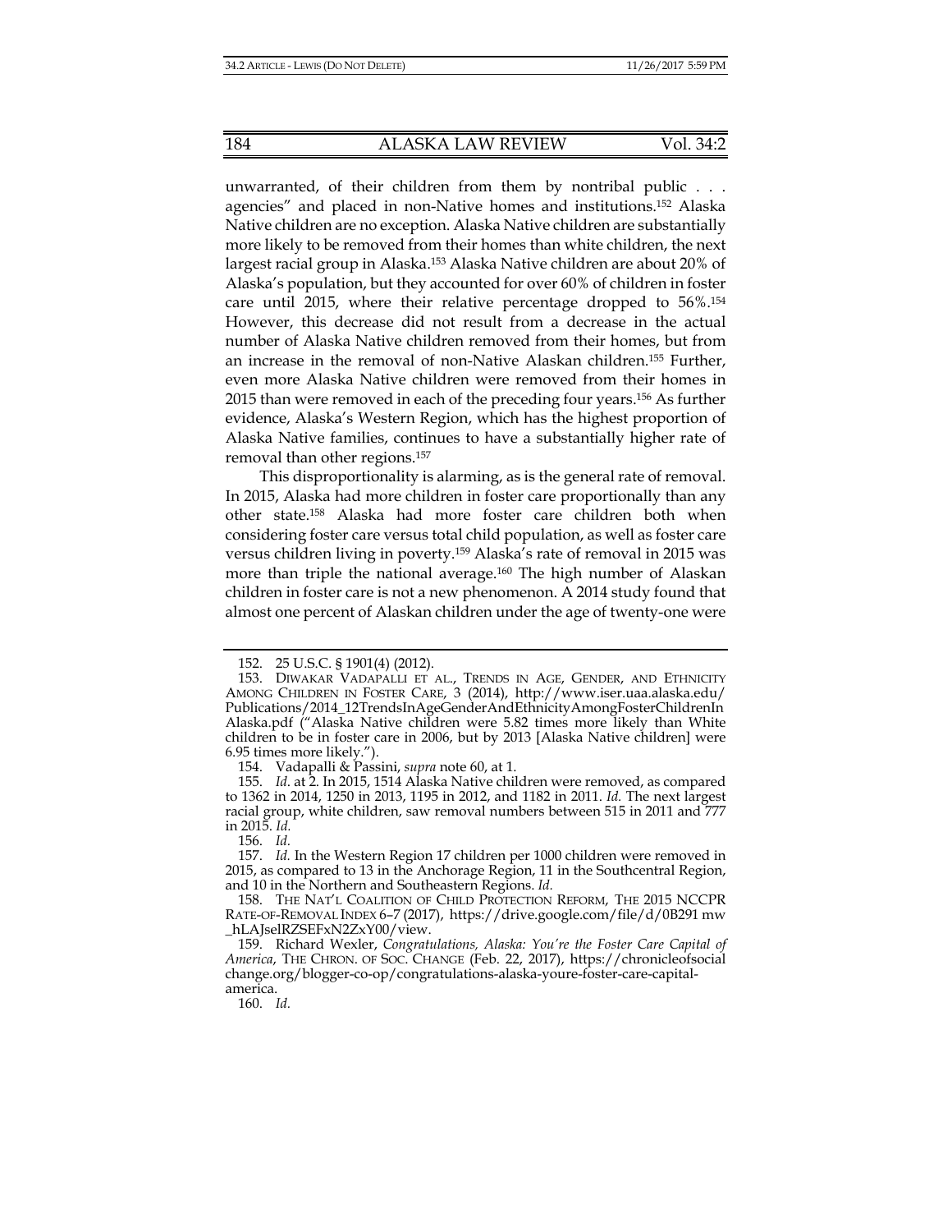unwarranted, of their children from them by nontribal public . . . agencies" and placed in non-Native homes and institutions.[152] Alaska Native children are no exception. Alaska Native children are substantially more likely to be removed from their homes than white children, the next largest racial group in Alaska.[153] Alaska Native children are about 20% of Alaska's population, but they accounted for over 60% of children in foster care until 2015, where their relative percentage dropped to 56%.[154] However, this decrease did not result from a decrease in the actual number of Alaska Native children removed from their homes, but from an increase in the removal of non-Native Alaskan children.[155] Further, even more Alaska Native children were removed from their homes in 2015 than were removed in each of the preceding four years.[156] As further evidence, Alaska's Western Region, which has the highest proportion of Alaska Native families, continues to have a substantially higher rate of removal than other regions.[157]

This disproportionality is alarming, as is the general rate of removal. In 2015, Alaska had more children in foster care proportionally than any other state.[158] Alaska had more foster care children both when considering foster care versus total child population, as well as foster care versus children living in poverty.[159] Alaska's rate of removal in 2015 was more than triple the national average.[160] The high number of Alaskan children in foster care is not a new phenomenon. A 2014 study found that almost one percent of Alaskan children under the age of twenty-one were

---

152. 25 U.S.C. § 1901(4) (2012).

153. DIWAKAR VADAPALLI ET AL., TRENDS IN AGE, GENDER, AND ETHNICITY AMONG CHILDREN IN FOSTER CARE, 3 (2014), http://www.iser.uaa.alaska.edu/Publications/2014_12TrendsInAgeGenderAndEthnicityAmongFosterChildrenInAlaska.pdf ("Alaska Native children were 5.82 times more likely than White children to be in foster care in 2006, but by 2013 [Alaska Native children] were 6.95 times more likely.").

154. Vadapalli & Passini, *supra* note 60, at 1.

155. *Id.* at 2. In 2015, 1514 Alaska Native children were removed, as compared to 1362 in 2014, 1250 in 2013, 1195 in 2012, and 1182 in 2011. *Id.* The next largest racial group, white children, saw removal numbers between 515 in 2011 and 777 in 2015. *Id.*

156. *Id.*

157. *Id.* In the Western Region 17 children per 1000 children were removed in 2015, as compared to 13 in the Anchorage Region, 11 in the Southcentral Region, and 10 in the Northern and Southeastern Regions. *Id.*

158. THE NAT'L COALITION OF CHILD PROTECTION REFORM, THE 2015 NCCPR RATE-OF-REMOVAL INDEX 6–7 (2017), https://drive.google.com/file/d/0B291mw_hLAJselRZSEFxN2ZxY00/view.

159. Richard Wexler, *Congratulations, Alaska: You're the Foster Care Capital of America*, THE CHRON. OF SOC. CHANGE (Feb. 22, 2017), https://chronicleofsocialchange.org/blogger-co-op/congratulations-alaska-youre-foster-care-capital-america.

160. *Id.*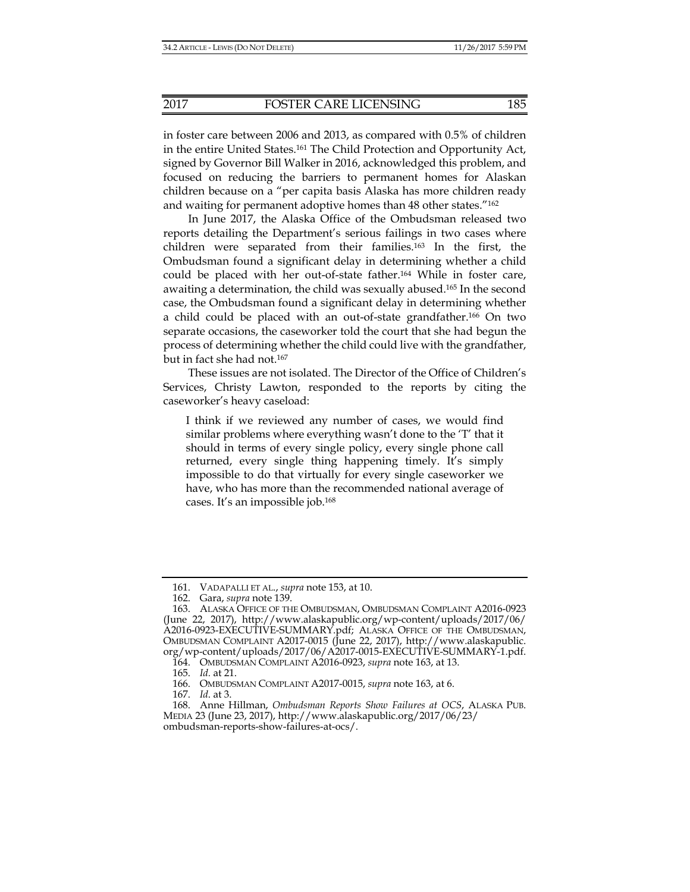in foster care between 2006 and 2013, as compared with 0.5% of children in the entire United States.[161] The Child Protection and Opportunity Act, signed by Governor Bill Walker in 2016, acknowledged this problem, and focused on reducing the barriers to permanent homes for Alaskan children because on a "per capita basis Alaska has more children ready and waiting for permanent adoptive homes than 48 other states."[162]

In June 2017, the Alaska Office of the Ombudsman released two reports detailing the Department's serious failings in two cases where children were separated from their families.[163] In the first, the Ombudsman found a significant delay in determining whether a child could be placed with her out-of-state father.[164] While in foster care, awaiting a determination, the child was sexually abused.[165] In the second case, the Ombudsman found a significant delay in determining whether a child could be placed with an out-of-state grandfather.[166] On two separate occasions, the caseworker told the court that she had begun the process of determining whether the child could live with the grandfather, but in fact she had not.[167]

These issues are not isolated. The Director of the Office of Children's Services, Christy Lawton, responded to the reports by citing the caseworker's heavy caseload:

> I think if we reviewed any number of cases, we would find similar problems where everything wasn't done to the 'T' that it should in terms of every single policy, every single phone call returned, every single thing happening timely. It's simply impossible to do that virtually for every single caseworker we have, who has more than the recommended national average of cases. It's an impossible job.[168]

---

161. VADAPALLI ET AL., *supra* note 153, at 10.

162. Gara, *supra* note 139.

163. ALASKA OFFICE OF THE OMBUDSMAN, OMBUDSMAN COMPLAINT A2016-0923 (June 22, 2017), http://www.alaskapublic.org/wp-content/uploads/2017/06/A2016-0923-EXECUTIVE-SUMMARY.pdf; ALASKA OFFICE OF THE OMBUDSMAN, OMBUDSMAN COMPLAINT A2017-0015 (June 22, 2017), http://www.alaskapublic.org/wp-content/uploads/2017/06/A2017-0015-EXECUTIVE-SUMMARY-1.pdf.

164. OMBUDSMAN COMPLAINT A2016-0923, *supra* note 163, at 13.

165. *Id.* at 21.

166. OMBUDSMAN COMPLAINT A2017-0015, *supra* note 163, at 6.

167. *Id*. at 3.

168. Anne Hillman, *Ombudsman Reports Show Failures at OCS*, ALASKA PUB. MEDIA 23 (June 23, 2017), http://www.alaskapublic.org/2017/06/23/ombudsman-reports-show-failures-at-ocs/.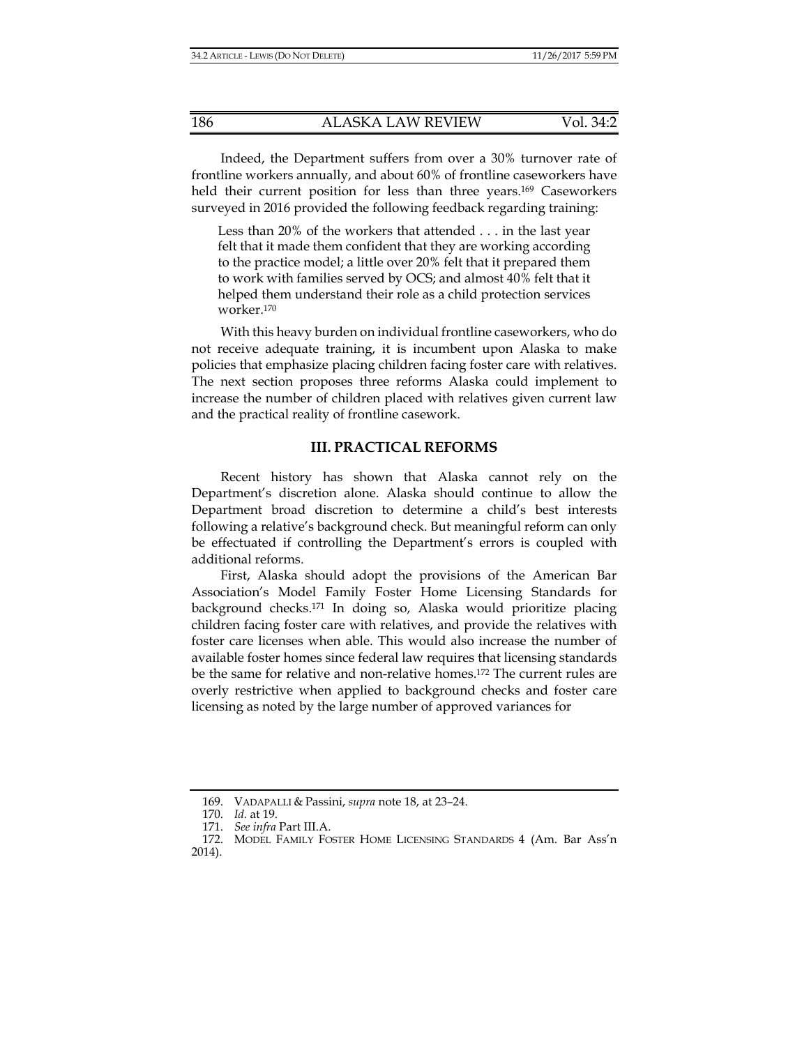Indeed, the Department suffers from over a 30% turnover rate of frontline workers annually, and about 60% of frontline caseworkers have held their current position for less than three years.[169] Caseworkers surveyed in 2016 provided the following feedback regarding training:

> Less than 20% of the workers that attended . . . in the last year felt that it made them confident that they are working according to the practice model; a little over 20% felt that it prepared them to work with families served by OCS; and almost 40% felt that it helped them understand their role as a child protection services worker.[170]

With this heavy burden on individual frontline caseworkers, who do not receive adequate training, it is incumbent upon Alaska to make policies that emphasize placing children facing foster care with relatives. The next section proposes three reforms Alaska could implement to increase the number of children placed with relatives given current law and the practical reality of frontline casework.

## III. PRACTICAL REFORMS

Recent history has shown that Alaska cannot rely on the Department's discretion alone. Alaska should continue to allow the Department broad discretion to determine a child's best interests following a relative's background check. But meaningful reform can only be effectuated if controlling the Department's errors is coupled with additional reforms.

First, Alaska should adopt the provisions of the American Bar Association's Model Family Foster Home Licensing Standards for background checks.[171] In doing so, Alaska would prioritize placing children facing foster care with relatives, and provide the relatives with foster care licenses when able. This would also increase the number of available foster homes since federal law requires that licensing standards be the same for relative and non-relative homes.[172] The current rules are overly restrictive when applied to background checks and foster care licensing as noted by the large number of approved variances for

---

169. VADAPALLI & Passini, *supra* note 18, at 23–24.

170. *Id.* at 19.

171. *See infra* Part III.A.

172. MODEL FAMILY FOSTER HOME LICENSING STANDARDS 4 (Am. Bar Ass'n 2014).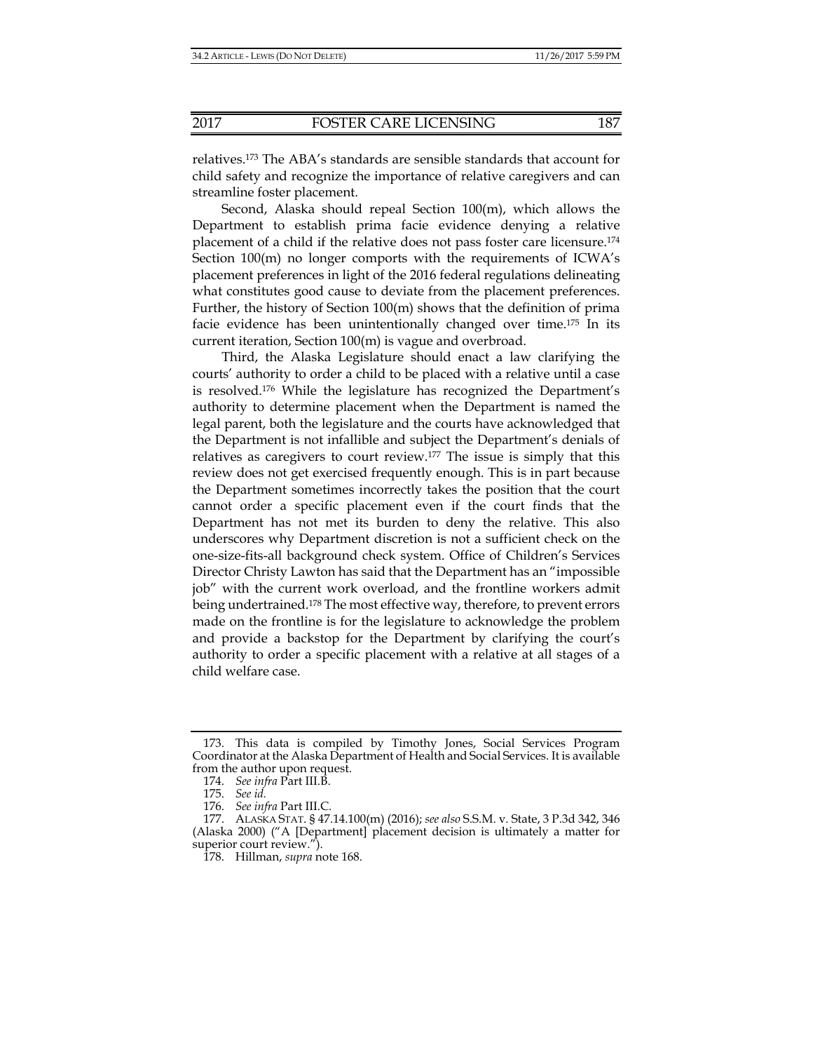relatives.[173] The ABA's standards are sensible standards that account for child safety and recognize the importance of relative caregivers and can streamline foster placement.

Second, Alaska should repeal Section 100(m), which allows the Department to establish prima facie evidence denying a relative placement of a child if the relative does not pass foster care licensure.[174] Section 100(m) no longer comports with the requirements of ICWA's placement preferences in light of the 2016 federal regulations delineating what constitutes good cause to deviate from the placement preferences. Further, the history of Section 100(m) shows that the definition of prima facie evidence has been unintentionally changed over time.[175] In its current iteration, Section 100(m) is vague and overbroad.

Third, the Alaska Legislature should enact a law clarifying the courts' authority to order a child to be placed with a relative until a case is resolved.[176] While the legislature has recognized the Department's authority to determine placement when the Department is named the legal parent, both the legislature and the courts have acknowledged that the Department is not infallible and subject the Department's denials of relatives as caregivers to court review.[177] The issue is simply that this review does not get exercised frequently enough. This is in part because the Department sometimes incorrectly takes the position that the court cannot order a specific placement even if the court finds that the Department has not met its burden to deny the relative. This also underscores why Department discretion is not a sufficient check on the one-size-fits-all background check system. Office of Children's Services Director Christy Lawton has said that the Department has an "impossible job" with the current work overload, and the frontline workers admit being undertrained.[178] The most effective way, therefore, to prevent errors made on the frontline is for the legislature to acknowledge the problem and provide a backstop for the Department by clarifying the court's authority to order a specific placement with a relative at all stages of a child welfare case.

---

173. This data is compiled by Timothy Jones, Social Services Program Coordinator at the Alaska Department of Health and Social Services. It is available from the author upon request.

174. *See infra* Part III.B.

175. *See id.*

176. *See infra* Part III.C.

177. ALASKA STAT. § 47.14.100(m) (2016); *see also* S.S.M. v. State, 3 P.3d 342, 346 (Alaska 2000) ("A [Department] placement decision is ultimately a matter for superior court review.").

178. Hillman, *supra* note 168.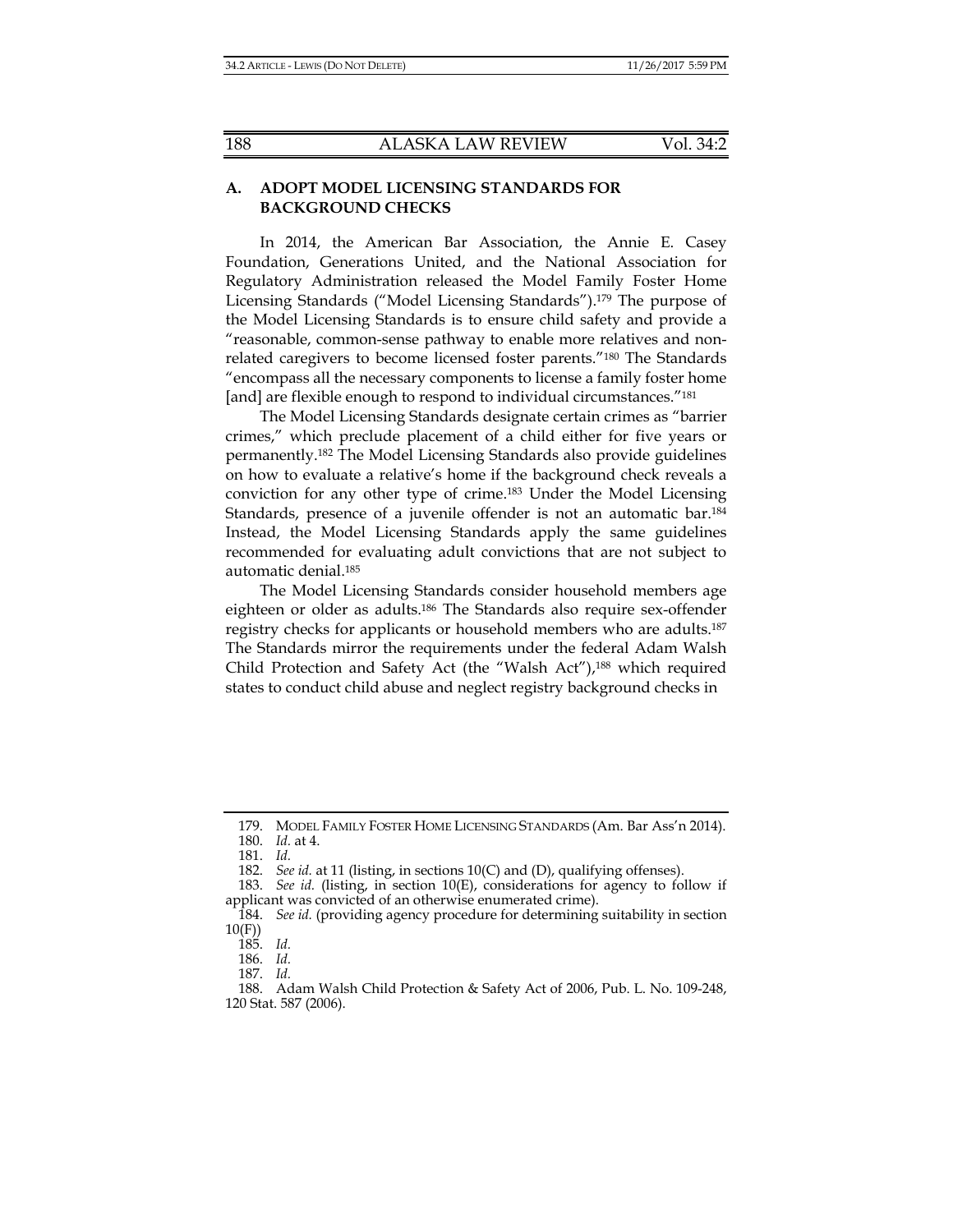### A. ADOPT MODEL LICENSING STANDARDS FOR BACKGROUND CHECKS

In 2014, the American Bar Association, the Annie E. Casey Foundation, Generations United, and the National Association for Regulatory Administration released the Model Family Foster Home Licensing Standards ("Model Licensing Standards").[179] The purpose of the Model Licensing Standards is to ensure child safety and provide a "reasonable, common-sense pathway to enable more relatives and non-related caregivers to become licensed foster parents."[180] The Standards "encompass all the necessary components to license a family foster home [and] are flexible enough to respond to individual circumstances."[181]

The Model Licensing Standards designate certain crimes as "barrier crimes," which preclude placement of a child either for five years or permanently.[182] The Model Licensing Standards also provide guidelines on how to evaluate a relative's home if the background check reveals a conviction for any other type of crime.[183] Under the Model Licensing Standards, presence of a juvenile offender is not an automatic bar.[184] Instead, the Model Licensing Standards apply the same guidelines recommended for evaluating adult convictions that are not subject to automatic denial.[185]

The Model Licensing Standards consider household members age eighteen or older as adults.[186] The Standards also require sex-offender registry checks for applicants or household members who are adults.[187] The Standards mirror the requirements under the federal Adam Walsh Child Protection and Safety Act (the "Walsh Act"),[188] which required states to conduct child abuse and neglect registry background checks in

---

179. MODEL FAMILY FOSTER HOME LICENSING STANDARDS (Am. Bar Ass'n 2014).

180. *Id.* at 4.

181. *Id.*

182. *See id.* at 11 (listing, in sections 10(C) and (D), qualifying offenses).

183. *See id.* (listing, in section 10(E), considerations for agency to follow if applicant was convicted of an otherwise enumerated crime).

184. *See id.* (providing agency procedure for determining suitability in section 10(F))

185. *Id.*

186. *Id.*

187. *Id.*

188. Adam Walsh Child Protection & Safety Act of 2006, Pub. L. No. 109-248, 120 Stat. 587 (2006).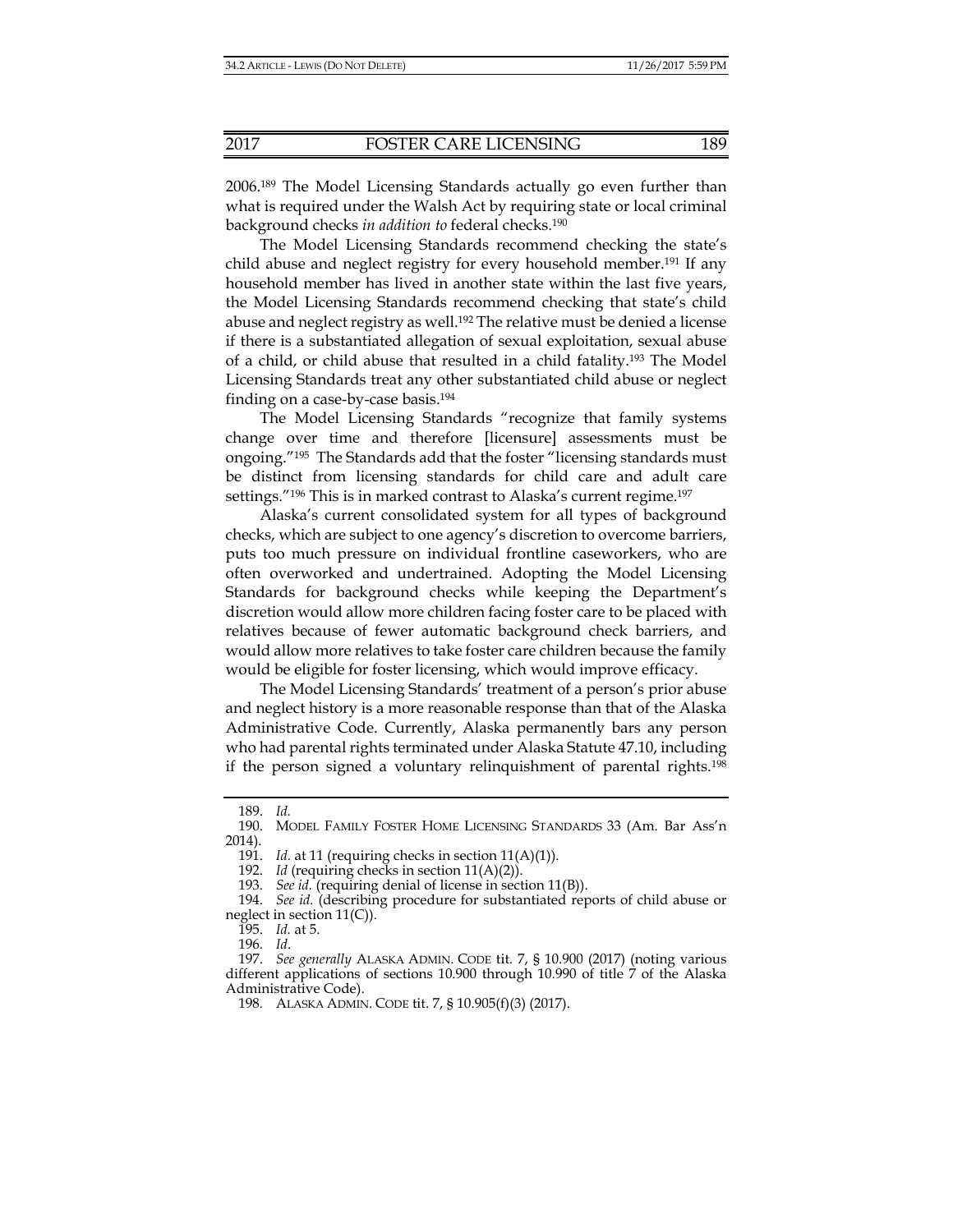2006.[189] The Model Licensing Standards actually go even further than what is required under the Walsh Act by requiring state or local criminal background checks *in addition to* federal checks.[190]

The Model Licensing Standards recommend checking the state's child abuse and neglect registry for every household member.[191] If any household member has lived in another state within the last five years, the Model Licensing Standards recommend checking that state's child abuse and neglect registry as well.[192] The relative must be denied a license if there is a substantiated allegation of sexual exploitation, sexual abuse of a child, or child abuse that resulted in a child fatality.[193] The Model Licensing Standards treat any other substantiated child abuse or neglect finding on a case-by-case basis.[194]

The Model Licensing Standards "recognize that family systems change over time and therefore [licensure] assessments must be ongoing."[195] The Standards add that the foster "licensing standards must be distinct from licensing standards for child care and adult care settings."[196] This is in marked contrast to Alaska's current regime.[197]

Alaska's current consolidated system for all types of background checks, which are subject to one agency's discretion to overcome barriers, puts too much pressure on individual frontline caseworkers, who are often overworked and undertrained. Adopting the Model Licensing Standards for background checks while keeping the Department's discretion would allow more children facing foster care to be placed with relatives because of fewer automatic background check barriers, and would allow more relatives to take foster care children because the family would be eligible for foster licensing, which would improve efficacy.

The Model Licensing Standards' treatment of a person's prior abuse and neglect history is a more reasonable response than that of the Alaska Administrative Code. Currently, Alaska permanently bars any person who had parental rights terminated under Alaska Statute 47.10, including if the person signed a voluntary relinquishment of parental rights.[198]

---

189. *Id.*

190. MODEL FAMILY FOSTER HOME LICENSING STANDARDS 33 (Am. Bar Ass'n 2014).

191. *Id.* at 11 (requiring checks in section 11(A)(1)).

192. *Id* (requiring checks in section 11(A)(2)).

193. *See id.* (requiring denial of license in section 11(B)).

194. *See id.* (describing procedure for substantiated reports of child abuse or neglect in section 11(C)).

195. *Id.* at 5.

196. *Id*.

197. *See generally* ALASKA ADMIN. CODE tit. 7, § 10.900 (2017) (noting various different applications of sections 10.900 through 10.990 of title 7 of the Alaska Administrative Code).

198. ALASKA ADMIN. CODE tit. 7, § 10.905(f)(3) (2017).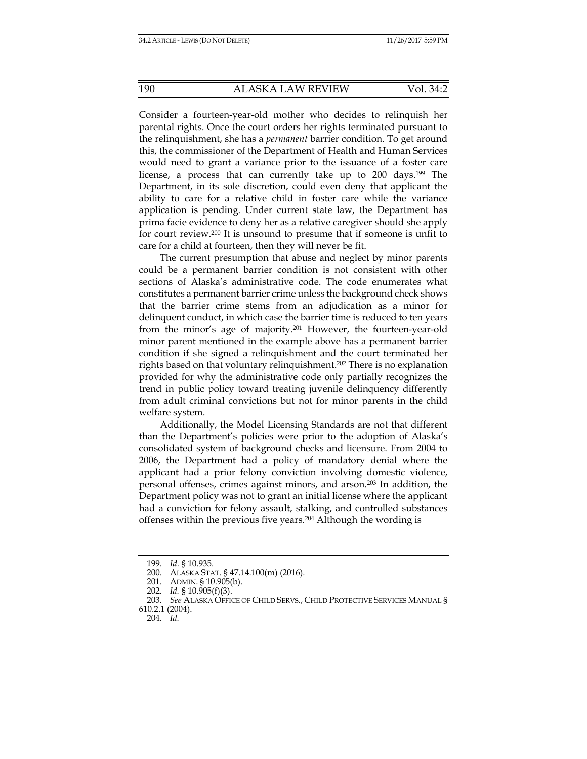Consider a fourteen-year-old mother who decides to relinquish her parental rights. Once the court orders her rights terminated pursuant to the relinquishment, she has a *permanent* barrier condition. To get around this, the commissioner of the Department of Health and Human Services would need to grant a variance prior to the issuance of a foster care license, a process that can currently take up to 200 days.[199] The Department, in its sole discretion, could even deny that applicant the ability to care for a relative child in foster care while the variance application is pending. Under current state law, the Department has prima facie evidence to deny her as a relative caregiver should she apply for court review.[200] It is unsound to presume that if someone is unfit to care for a child at fourteen, then they will never be fit.

The current presumption that abuse and neglect by minor parents could be a permanent barrier condition is not consistent with other sections of Alaska's administrative code. The code enumerates what constitutes a permanent barrier crime unless the background check shows that the barrier crime stems from an adjudication as a minor for delinquent conduct, in which case the barrier time is reduced to ten years from the minor's age of majority.[201] However, the fourteen-year-old minor parent mentioned in the example above has a permanent barrier condition if she signed a relinquishment and the court terminated her rights based on that voluntary relinquishment.[202] There is no explanation provided for why the administrative code only partially recognizes the trend in public policy toward treating juvenile delinquency differently from adult criminal convictions but not for minor parents in the child welfare system.

Additionally, the Model Licensing Standards are not that different than the Department's policies were prior to the adoption of Alaska's consolidated system of background checks and licensure. From 2004 to 2006, the Department had a policy of mandatory denial where the applicant had a prior felony conviction involving domestic violence, personal offenses, crimes against minors, and arson.[203] In addition, the Department policy was not to grant an initial license where the applicant had a conviction for felony assault, stalking, and controlled substances offenses within the previous five years.[204] Although the wording is

---

199. *Id.* § 10.935.

200. ALASKA STAT. § 47.14.100(m) (2016).

201. ADMIN. § 10.905(b).

202. *Id.* § 10.905(f)(3).

203. *See* ALASKA OFFICE OF CHILD SERVS., CHILD PROTECTIVE SERVICES MANUAL § 610.2.1 (2004).

204. *Id.*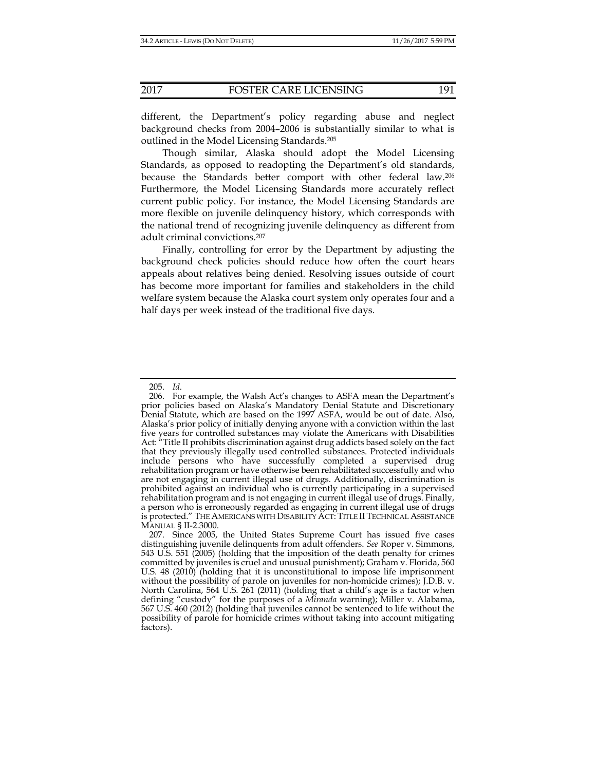different, the Department's policy regarding abuse and neglect background checks from 2004–2006 is substantially similar to what is outlined in the Model Licensing Standards.[205]

Though similar, Alaska should adopt the Model Licensing Standards, as opposed to readopting the Department's old standards, because the Standards better comport with other federal law.[206] Furthermore, the Model Licensing Standards more accurately reflect current public policy. For instance, the Model Licensing Standards are more flexible on juvenile delinquency history, which corresponds with the national trend of recognizing juvenile delinquency as different from adult criminal convictions.[207]

Finally, controlling for error by the Department by adjusting the background check policies should reduce how often the court hears appeals about relatives being denied. Resolving issues outside of court has become more important for families and stakeholders in the child welfare system because the Alaska court system only operates four and a half days per week instead of the traditional five days.

---

205. *Id.*

206. For example, the Walsh Act's changes to ASFA mean the Department's prior policies based on Alaska's Mandatory Denial Statute and Discretionary Denial Statute, which are based on the 1997 ASFA, would be out of date. Also, Alaska's prior policy of initially denying anyone with a conviction within the last five years for controlled substances may violate the Americans with Disabilities Act: "Title II prohibits discrimination against drug addicts based solely on the fact that they previously illegally used controlled substances. Protected individuals include persons who have successfully completed a supervised drug rehabilitation program or have otherwise been rehabilitated successfully and who are not engaging in current illegal use of drugs. Additionally, discrimination is prohibited against an individual who is currently participating in a supervised rehabilitation program and is not engaging in current illegal use of drugs. Finally, a person who is erroneously regarded as engaging in current illegal use of drugs is protected." THE AMERICANS WITH DISABILITY ACT: TITLE II TECHNICAL ASSISTANCE MANUAL § II-2.3000.

207. Since 2005, the United States Supreme Court has issued five cases distinguishing juvenile delinquents from adult offenders. *See* Roper v. Simmons, 543 U.S. 551 (2005) (holding that the imposition of the death penalty for crimes committed by juveniles is cruel and unusual punishment); Graham v. Florida, 560 U.S. 48 (2010) (holding that it is unconstitutional to impose life imprisonment without the possibility of parole on juveniles for non-homicide crimes); J.D.B. v. North Carolina, 564 U.S. 261 (2011) (holding that a child's age is a factor when defining "custody" for the purposes of a *Miranda* warning); Miller v. Alabama, 567 U.S. 460 (2012) (holding that juveniles cannot be sentenced to life without the possibility of parole for homicide crimes without taking into account mitigating factors).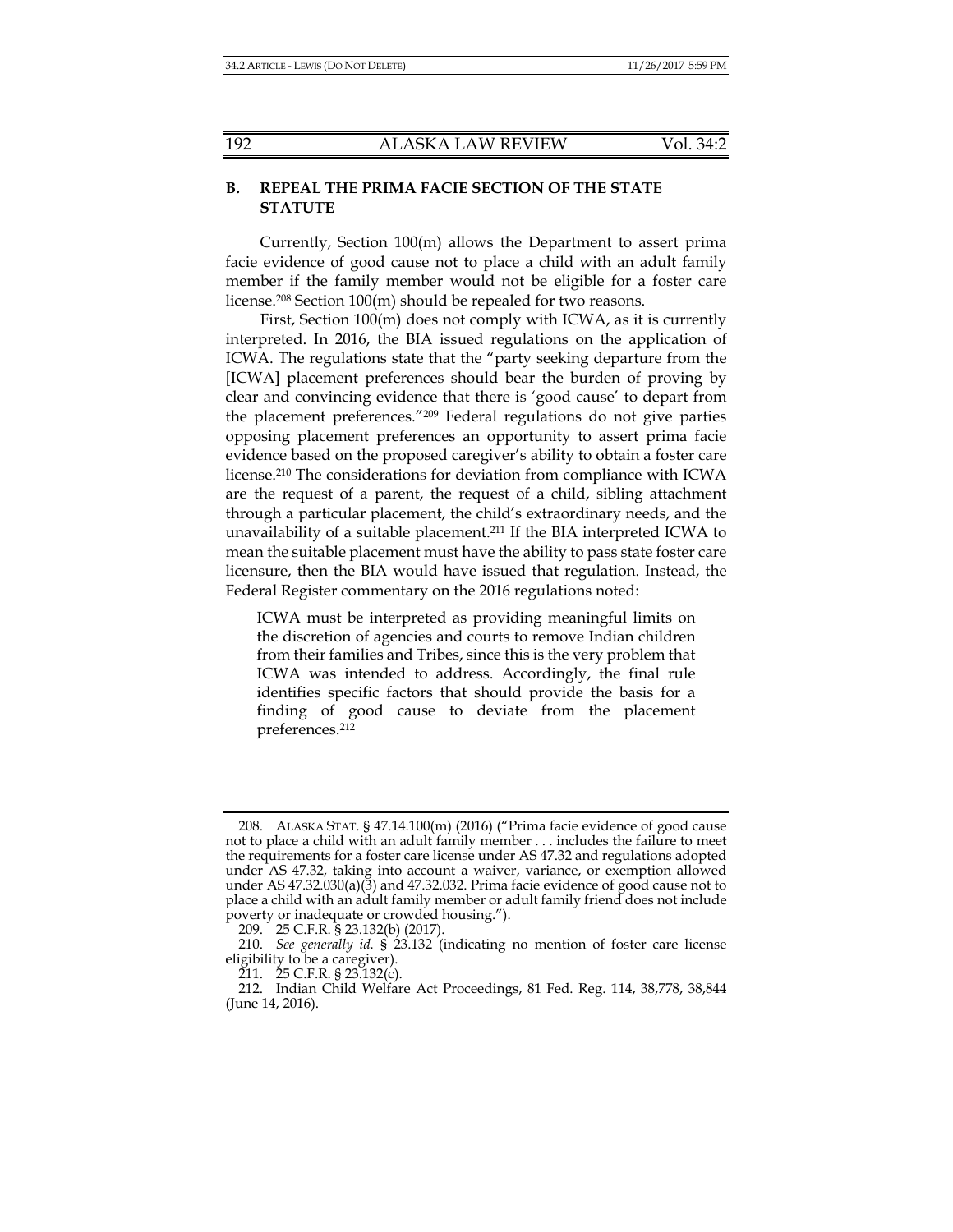## B. REPEAL THE PRIMA FACIE SECTION OF THE STATE STATUTE

Currently, Section 100(m) allows the Department to assert prima facie evidence of good cause not to place a child with an adult family member if the family member would not be eligible for a foster care license.[208] Section 100(m) should be repealed for two reasons.

First, Section 100(m) does not comply with ICWA, as it is currently interpreted. In 2016, the BIA issued regulations on the application of ICWA. The regulations state that the "party seeking departure from the [ICWA] placement preferences should bear the burden of proving by clear and convincing evidence that there is 'good cause' to depart from the placement preferences."[209] Federal regulations do not give parties opposing placement preferences an opportunity to assert prima facie evidence based on the proposed caregiver's ability to obtain a foster care license.[210] The considerations for deviation from compliance with ICWA are the request of a parent, the request of a child, sibling attachment through a particular placement, the child's extraordinary needs, and the unavailability of a suitable placement.[211] If the BIA interpreted ICWA to mean the suitable placement must have the ability to pass state foster care licensure, then the BIA would have issued that regulation. Instead, the Federal Register commentary on the 2016 regulations noted:

> ICWA must be interpreted as providing meaningful limits on the discretion of agencies and courts to remove Indian children from their families and Tribes, since this is the very problem that ICWA was intended to address. Accordingly, the final rule identifies specific factors that should provide the basis for a finding of good cause to deviate from the placement preferences.[212]

---

208. ALASKA STAT. § 47.14.100(m) (2016) ("Prima facie evidence of good cause not to place a child with an adult family member . . . includes the failure to meet the requirements for a foster care license under AS 47.32 and regulations adopted under AS 47.32, taking into account a waiver, variance, or exemption allowed under AS 47.32.030(a)(3) and 47.32.032. Prima facie evidence of good cause not to place a child with an adult family member or adult family friend does not include poverty or inadequate or crowded housing.").

209. 25 C.F.R. § 23.132(b) (2017).

210. *See generally id.* § 23.132 (indicating no mention of foster care license eligibility to be a caregiver).

211. 25 C.F.R. § 23.132(c).

212. Indian Child Welfare Act Proceedings, 81 Fed. Reg. 114, 38,778, 38,844 (June 14, 2016).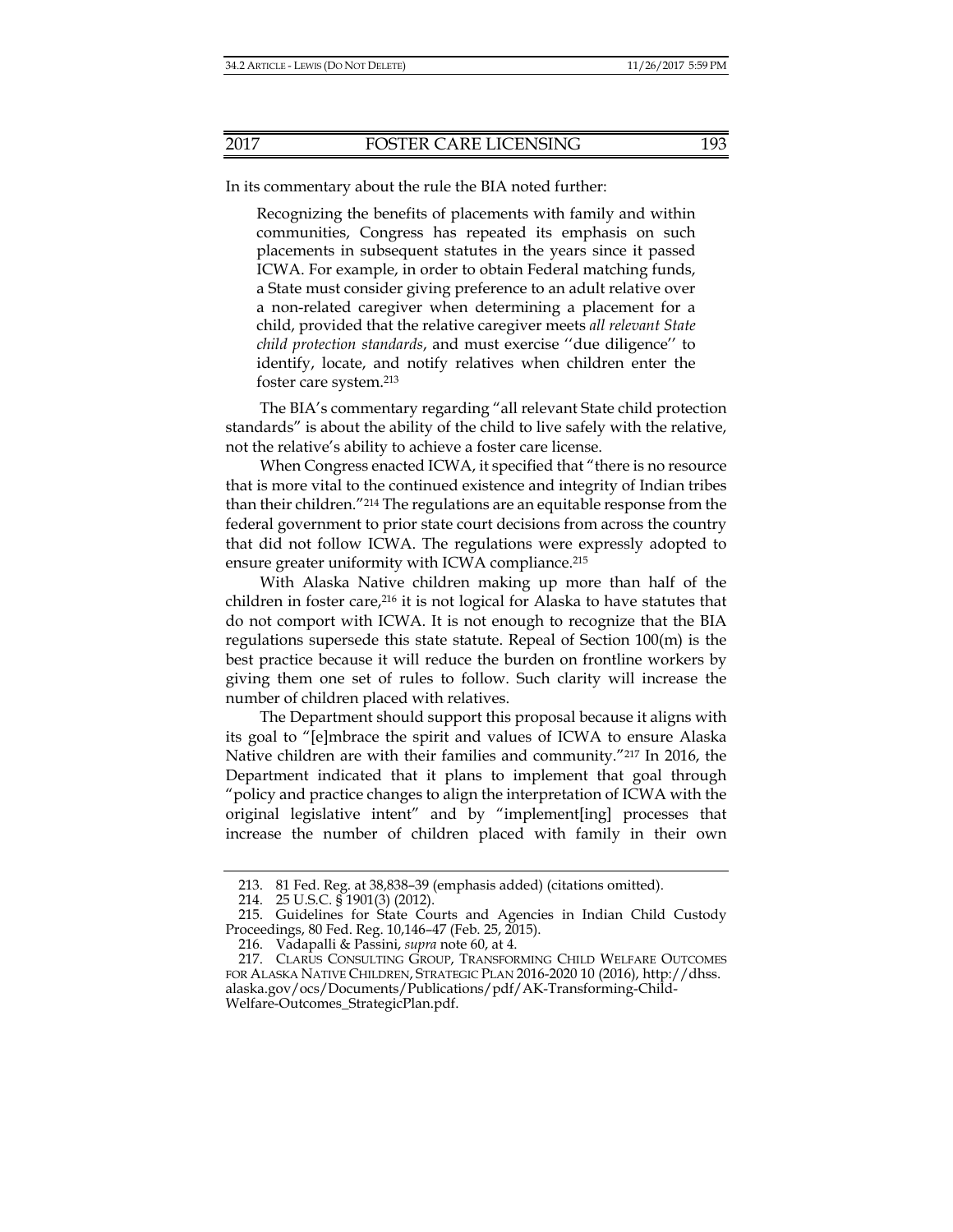In its commentary about the rule the BIA noted further:

> Recognizing the benefits of placements with family and within communities, Congress has repeated its emphasis on such placements in subsequent statutes in the years since it passed ICWA. For example, in order to obtain Federal matching funds, a State must consider giving preference to an adult relative over a non-related caregiver when determining a placement for a child, provided that the relative caregiver meets *all relevant State child protection standards*, and must exercise ''due diligence'' to identify, locate, and notify relatives when children enter the foster care system.[213]

The BIA's commentary regarding "all relevant State child protection standards" is about the ability of the child to live safely with the relative, not the relative's ability to achieve a foster care license.

When Congress enacted ICWA, it specified that "there is no resource that is more vital to the continued existence and integrity of Indian tribes than their children."[214] The regulations are an equitable response from the federal government to prior state court decisions from across the country that did not follow ICWA. The regulations were expressly adopted to ensure greater uniformity with ICWA compliance.[215]

With Alaska Native children making up more than half of the children in foster care,[216] it is not logical for Alaska to have statutes that do not comport with ICWA. It is not enough to recognize that the BIA regulations supersede this state statute. Repeal of Section 100(m) is the best practice because it will reduce the burden on frontline workers by giving them one set of rules to follow. Such clarity will increase the number of children placed with relatives.

The Department should support this proposal because it aligns with its goal to "[e]mbrace the spirit and values of ICWA to ensure Alaska Native children are with their families and community."[217] In 2016, the Department indicated that it plans to implement that goal through "policy and practice changes to align the interpretation of ICWA with the original legislative intent" and by "implement[ing] processes that increase the number of children placed with family in their own

---

213. 81 Fed. Reg. at 38,838–39 (emphasis added) (citations omitted).

214. 25 U.S.C. § 1901(3) (2012).

215. Guidelines for State Courts and Agencies in Indian Child Custody Proceedings, 80 Fed. Reg. 10,146–47 (Feb. 25, 2015).

216. Vadapalli & Passini, *supra* note 60, at 4.

217. CLARUS CONSULTING GROUP, TRANSFORMING CHILD WELFARE OUTCOMES FOR ALASKA NATIVE CHILDREN, STRATEGIC PLAN 2016-2020 10 (2016), http://dhss.alaska.gov/ocs/Documents/Publications/pdf/AK-Transforming-Child-Welfare-Outcomes_StrategicPlan.pdf.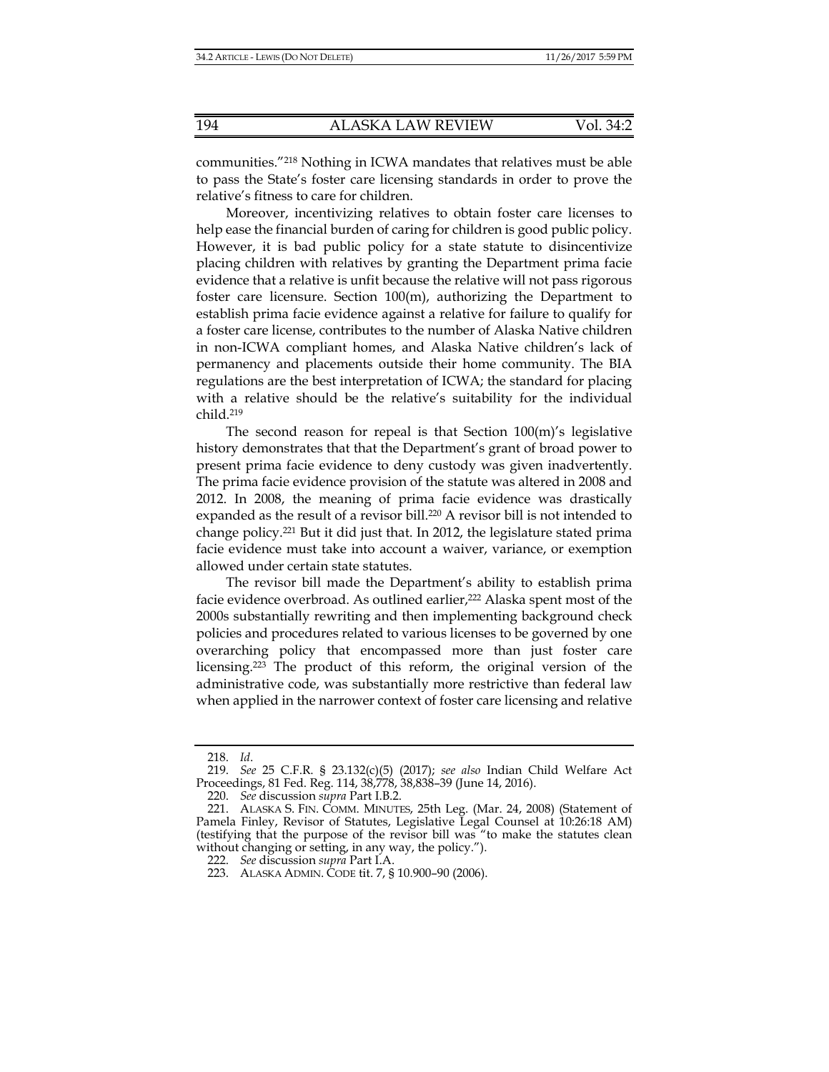communities."[218] Nothing in ICWA mandates that relatives must be able to pass the State's foster care licensing standards in order to prove the relative's fitness to care for children.

Moreover, incentivizing relatives to obtain foster care licenses to help ease the financial burden of caring for children is good public policy. However, it is bad public policy for a state statute to disincentivize placing children with relatives by granting the Department prima facie evidence that a relative is unfit because the relative will not pass rigorous foster care licensure. Section 100(m), authorizing the Department to establish prima facie evidence against a relative for failure to qualify for a foster care license, contributes to the number of Alaska Native children in non-ICWA compliant homes, and Alaska Native children's lack of permanency and placements outside their home community. The BIA regulations are the best interpretation of ICWA; the standard for placing with a relative should be the relative's suitability for the individual child.[219]

The second reason for repeal is that Section 100(m)'s legislative history demonstrates that that the Department's grant of broad power to present prima facie evidence to deny custody was given inadvertently. The prima facie evidence provision of the statute was altered in 2008 and 2012. In 2008, the meaning of prima facie evidence was drastically expanded as the result of a revisor bill.[220] A revisor bill is not intended to change policy.[221] But it did just that. In 2012, the legislature stated prima facie evidence must take into account a waiver, variance, or exemption allowed under certain state statutes.

The revisor bill made the Department's ability to establish prima facie evidence overbroad. As outlined earlier,[222] Alaska spent most of the 2000s substantially rewriting and then implementing background check policies and procedures related to various licenses to be governed by one overarching policy that encompassed more than just foster care licensing.[223] The product of this reform, the original version of the administrative code, was substantially more restrictive than federal law when applied in the narrower context of foster care licensing and relative

---

218. *Id*.

219. *See* 25 C.F.R. § 23.132(c)(5) (2017); *see also* Indian Child Welfare Act Proceedings, 81 Fed. Reg. 114, 38,778, 38,838–39 (June 14, 2016).

220. *See* discussion *supra* Part I.B.2.

221. ALASKA S. FIN. COMM. MINUTES, 25th Leg. (Mar. 24, 2008) (Statement of Pamela Finley, Revisor of Statutes, Legislative Legal Counsel at 10:26:18 AM) (testifying that the purpose of the revisor bill was "to make the statutes clean without changing or setting, in any way, the policy.").

222. *See* discussion *supra* Part I.A.

223. ALASKA ADMIN. CODE tit. 7, § 10.900–90 (2006).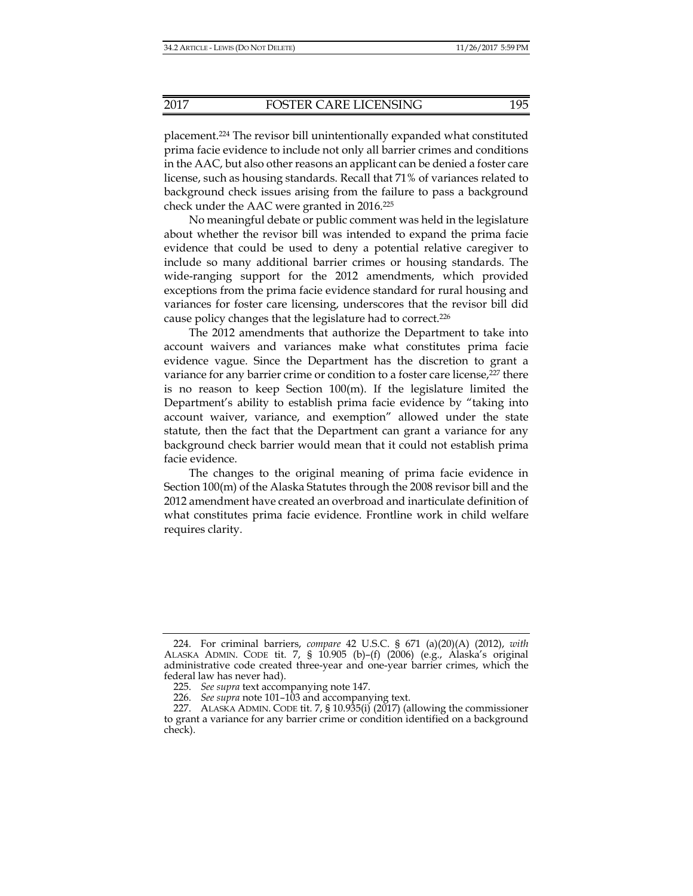placement.[224] The revisor bill unintentionally expanded what constituted prima facie evidence to include not only all barrier crimes and conditions in the AAC, but also other reasons an applicant can be denied a foster care license, such as housing standards. Recall that 71% of variances related to background check issues arising from the failure to pass a background check under the AAC were granted in 2016.[225]

No meaningful debate or public comment was held in the legislature about whether the revisor bill was intended to expand the prima facie evidence that could be used to deny a potential relative caregiver to include so many additional barrier crimes or housing standards. The wide-ranging support for the 2012 amendments, which provided exceptions from the prima facie evidence standard for rural housing and variances for foster care licensing, underscores that the revisor bill did cause policy changes that the legislature had to correct.[226]

The 2012 amendments that authorize the Department to take into account waivers and variances make what constitutes prima facie evidence vague. Since the Department has the discretion to grant a variance for any barrier crime or condition to a foster care license,[227] there is no reason to keep Section 100(m). If the legislature limited the Department's ability to establish prima facie evidence by "taking into account waiver, variance, and exemption" allowed under the state statute, then the fact that the Department can grant a variance for any background check barrier would mean that it could not establish prima facie evidence.

The changes to the original meaning of prima facie evidence in Section 100(m) of the Alaska Statutes through the 2008 revisor bill and the 2012 amendment have created an overbroad and inarticulate definition of what constitutes prima facie evidence. Frontline work in child welfare requires clarity.

---

224. For criminal barriers, *compare* 42 U.S.C. § 671 (a)(20)(A) (2012), *with* ALASKA ADMIN. CODE tit. 7, § 10.905 (b)–(f) (2006) (e.g., Alaska's original administrative code created three-year and one-year barrier crimes, which the federal law has never had).

225. *See supra* text accompanying note 147.

226. *See supra* note 101–103 and accompanying text.

227. ALASKA ADMIN. CODE tit. 7, § 10.935(i) (2017) (allowing the commissioner to grant a variance for any barrier crime or condition identified on a background check).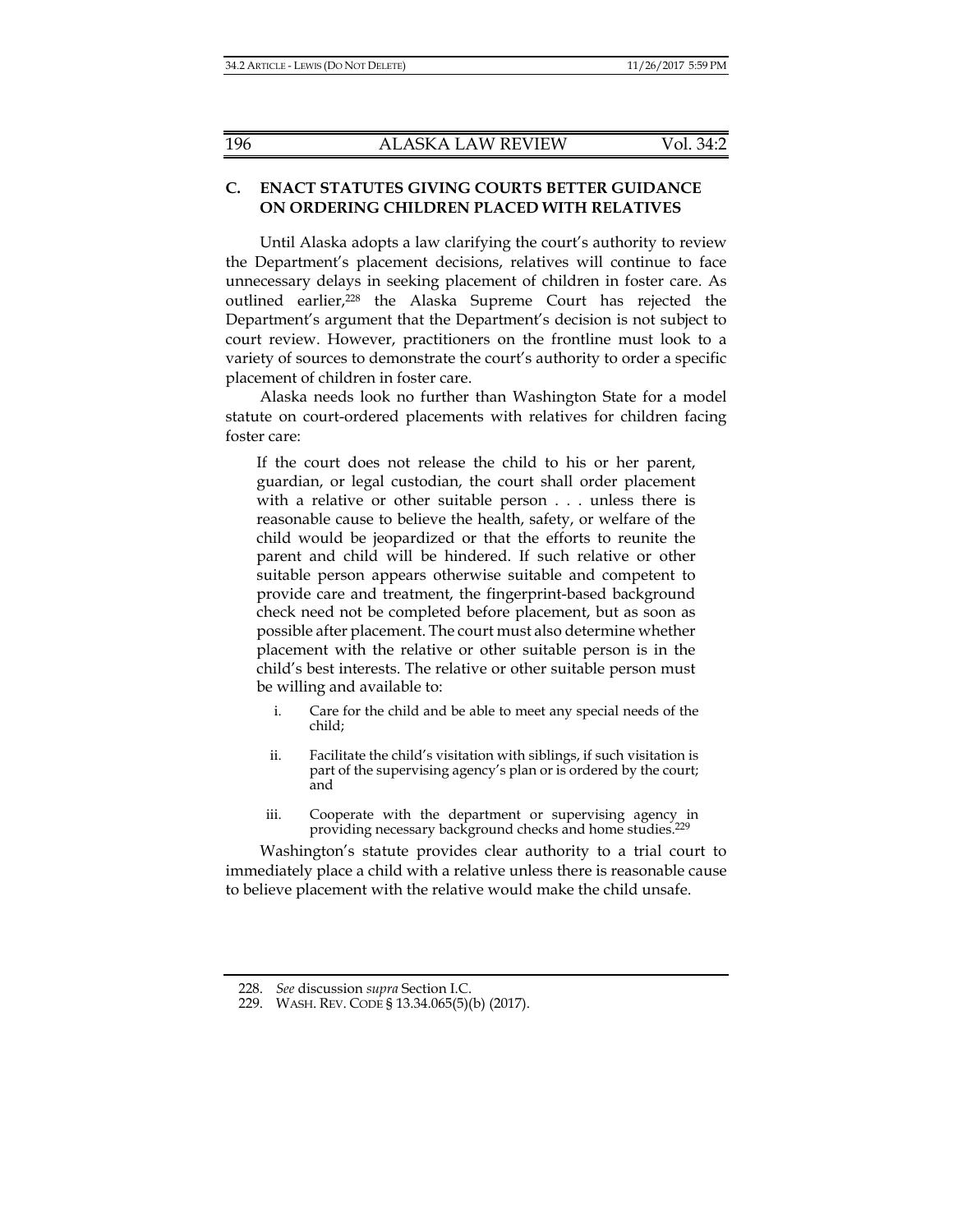### C. ENACT STATUTES GIVING COURTS BETTER GUIDANCE ON ORDERING CHILDREN PLACED WITH RELATIVES

Until Alaska adopts a law clarifying the court's authority to review the Department's placement decisions, relatives will continue to face unnecessary delays in seeking placement of children in foster care. As outlined earlier,[228] the Alaska Supreme Court has rejected the Department's argument that the Department's decision is not subject to court review. However, practitioners on the frontline must look to a variety of sources to demonstrate the court's authority to order a specific placement of children in foster care.

Alaska needs look no further than Washington State for a model statute on court-ordered placements with relatives for children facing foster care:

> If the court does not release the child to his or her parent, guardian, or legal custodian, the court shall order placement with a relative or other suitable person . . . unless there is reasonable cause to believe the health, safety, or welfare of the child would be jeopardized or that the efforts to reunite the parent and child will be hindered. If such relative or other suitable person appears otherwise suitable and competent to provide care and treatment, the fingerprint-based background check need not be completed before placement, but as soon as possible after placement. The court must also determine whether placement with the relative or other suitable person is in the child's best interests. The relative or other suitable person must be willing and available to:
>
> i. Care for the child and be able to meet any special needs of the child;
>
> ii. Facilitate the child's visitation with siblings, if such visitation is part of the supervising agency's plan or is ordered by the court; and
>
> iii. Cooperate with the department or supervising agency in providing necessary background checks and home studies.[229]

Washington's statute provides clear authority to a trial court to immediately place a child with a relative unless there is reasonable cause to believe placement with the relative would make the child unsafe.

---

228. *See* discussion *supra* Section I.C.

229. WASH. REV. CODE § 13.34.065(5)(b) (2017).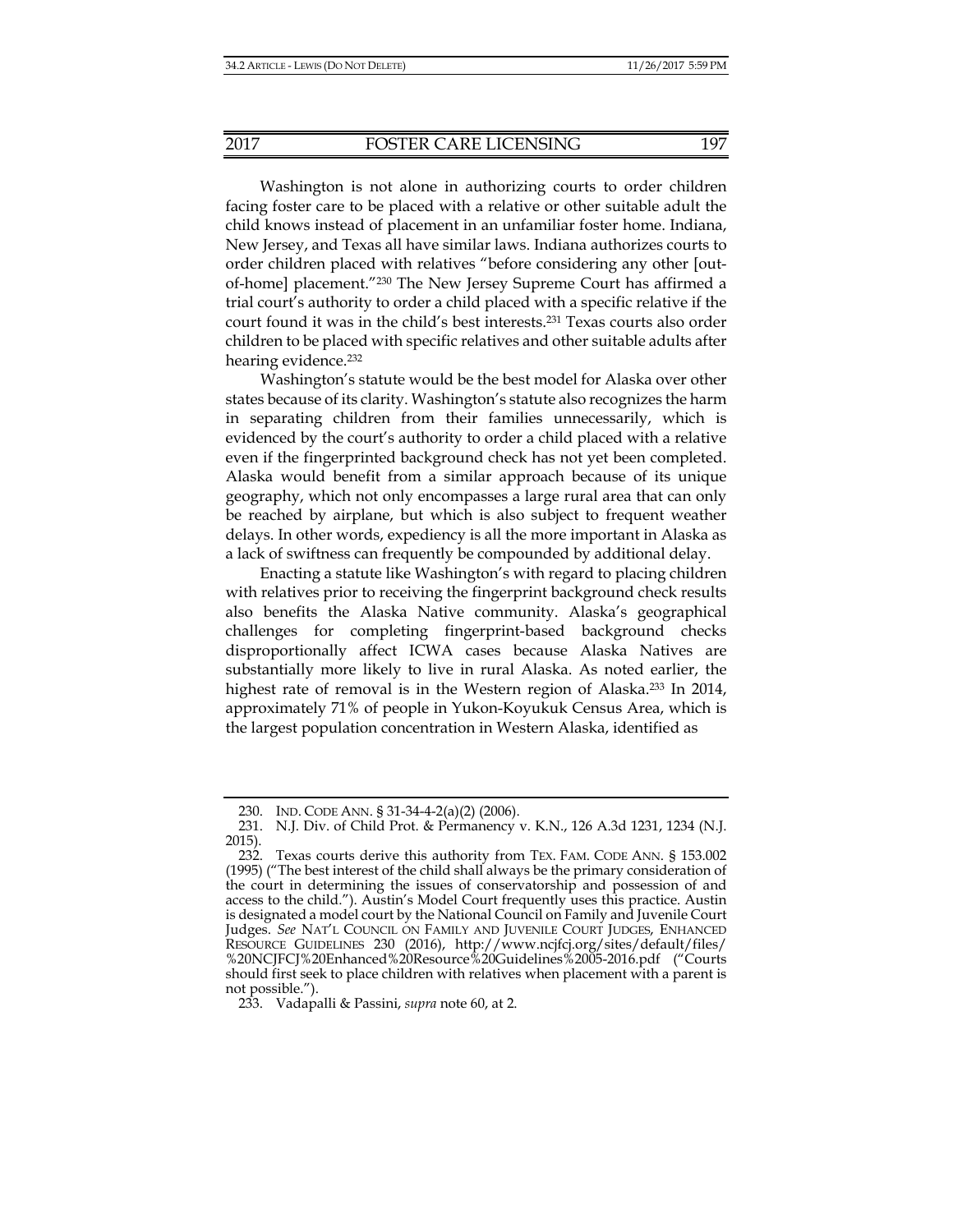Washington is not alone in authorizing courts to order children facing foster care to be placed with a relative or other suitable adult the child knows instead of placement in an unfamiliar foster home. Indiana, New Jersey, and Texas all have similar laws. Indiana authorizes courts to order children placed with relatives "before considering any other [out-of-home] placement."[230] The New Jersey Supreme Court has affirmed a trial court's authority to order a child placed with a specific relative if the court found it was in the child's best interests.[231] Texas courts also order children to be placed with specific relatives and other suitable adults after hearing evidence.[232]

Washington's statute would be the best model for Alaska over other states because of its clarity. Washington's statute also recognizes the harm in separating children from their families unnecessarily, which is evidenced by the court's authority to order a child placed with a relative even if the fingerprinted background check has not yet been completed. Alaska would benefit from a similar approach because of its unique geography, which not only encompasses a large rural area that can only be reached by airplane, but which is also subject to frequent weather delays. In other words, expediency is all the more important in Alaska as a lack of swiftness can frequently be compounded by additional delay.

Enacting a statute like Washington's with regard to placing children with relatives prior to receiving the fingerprint background check results also benefits the Alaska Native community. Alaska's geographical challenges for completing fingerprint-based background checks disproportionally affect ICWA cases because Alaska Natives are substantially more likely to live in rural Alaska. As noted earlier, the highest rate of removal is in the Western region of Alaska.[233] In 2014, approximately 71% of people in Yukon-Koyukuk Census Area, which is the largest population concentration in Western Alaska, identified as

---

230. IND. CODE ANN. § 31-34-4-2(a)(2) (2006).

231. N.J. Div. of Child Prot. & Permanency v. K.N., 126 A.3d 1231, 1234 (N.J. 2015).

232. Texas courts derive this authority from TEX. FAM. CODE ANN. § 153.002 (1995) ("The best interest of the child shall always be the primary consideration of the court in determining the issues of conservatorship and possession of and access to the child."). Austin's Model Court frequently uses this practice. Austin is designated a model court by the National Council on Family and Juvenile Court Judges. *See* NAT'L COUNCIL ON FAMILY AND JUVENILE COURT JUDGES, ENHANCED RESOURCE GUIDELINES 230 (2016), http://www.ncjfcj.org/sites/default/files/%20NCJFCJ%20Enhanced%20Resource%20Guidelines%2005-2016.pdf ("Courts should first seek to place children with relatives when placement with a parent is not possible.").

233. Vadapalli & Passini, *supra* note 60, at 2.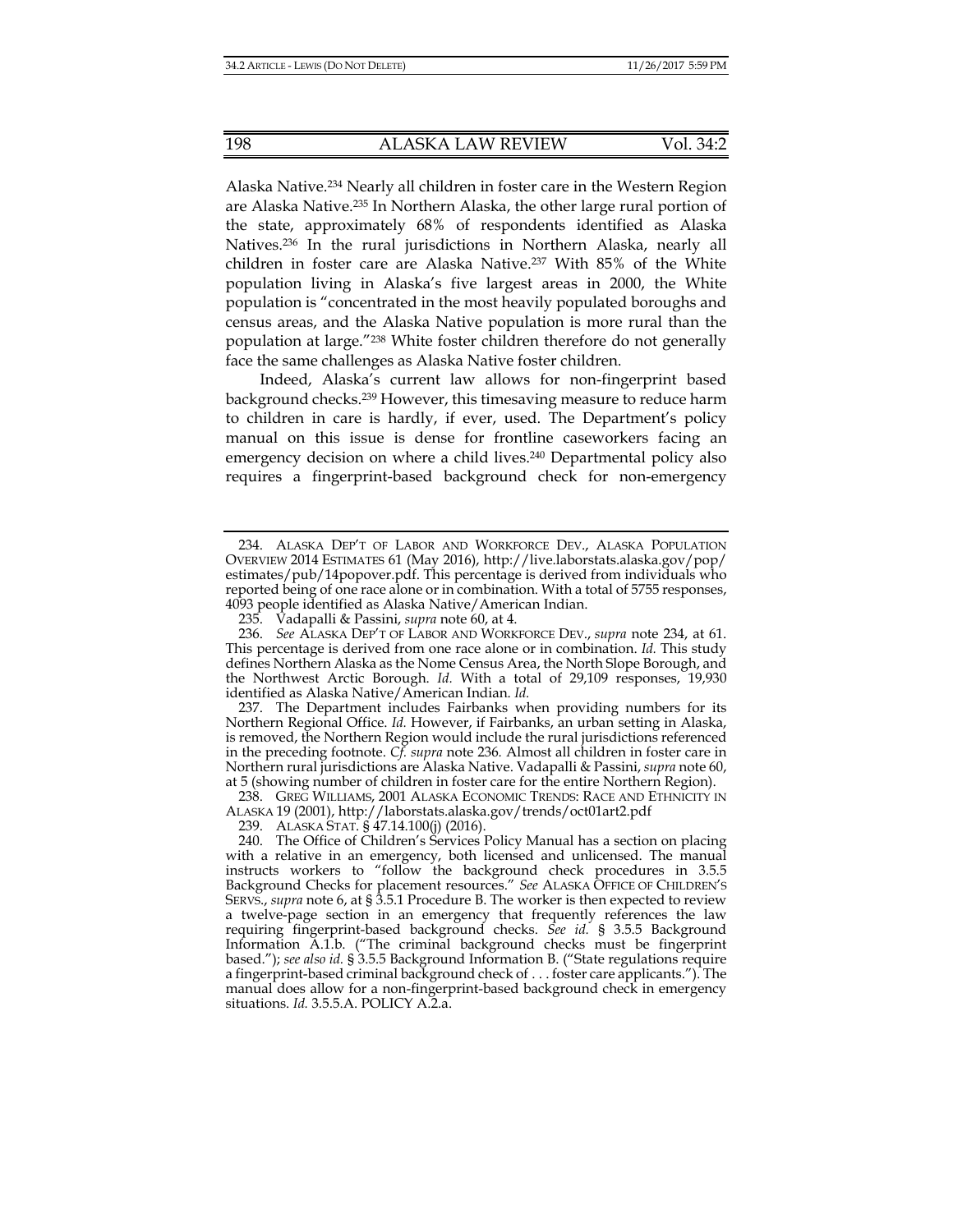Alaska Native.[234] Nearly all children in foster care in the Western Region are Alaska Native.[235] In Northern Alaska, the other large rural portion of the state, approximately 68% of respondents identified as Alaska Natives.[236] In the rural jurisdictions in Northern Alaska, nearly all children in foster care are Alaska Native.[237] With 85% of the White population living in Alaska's five largest areas in 2000, the White population is "concentrated in the most heavily populated boroughs and census areas, and the Alaska Native population is more rural than the population at large."[238] White foster children therefore do not generally face the same challenges as Alaska Native foster children.

Indeed, Alaska's current law allows for non-fingerprint based background checks.[239] However, this timesaving measure to reduce harm to children in care is hardly, if ever, used. The Department's policy manual on this issue is dense for frontline caseworkers facing an emergency decision on where a child lives.[240] Departmental policy also requires a fingerprint-based background check for non-emergency

---

234. ALASKA DEP'T OF LABOR AND WORKFORCE DEV., ALASKA POPULATION OVERVIEW 2014 ESTIMATES 61 (May 2016), http://live.laborstats.alaska.gov/pop/estimates/pub/14popover.pdf. This percentage is derived from individuals who reported being of one race alone or in combination. With a total of 5755 responses, 4093 people identified as Alaska Native/American Indian.

235. Vadapalli & Passini, *supra* note 60, at 4.

236. *See* ALASKA DEP'T OF LABOR AND WORKFORCE DEV., *supra* note 234, at 61. This percentage is derived from one race alone or in combination. *Id.* This study defines Northern Alaska as the Nome Census Area, the North Slope Borough, and the Northwest Arctic Borough. *Id.* With a total of 29,109 responses, 19,930 identified as Alaska Native/American Indian. *Id.*

237. The Department includes Fairbanks when providing numbers for its Northern Regional Office. *Id.* However, if Fairbanks, an urban setting in Alaska, is removed, the Northern Region would include the rural jurisdictions referenced in the preceding footnote. *Cf. supra* note 236. Almost all children in foster care in Northern rural jurisdictions are Alaska Native. Vadapalli & Passini, *supra* note 60, at 5 (showing number of children in foster care for the entire Northern Region).

238. GREG WILLIAMS, 2001 ALASKA ECONOMIC TRENDS: RACE AND ETHNICITY IN ALASKA 19 (2001), http://laborstats.alaska.gov/trends/oct01art2.pdf

239. ALASKA STAT. § 47.14.100(j) (2016).

240. The Office of Children's Services Policy Manual has a section on placing with a relative in an emergency, both licensed and unlicensed. The manual instructs workers to "follow the background check procedures in 3.5.5 Background Checks for placement resources." *See* ALASKA OFFICE OF CHILDREN'S SERVS., *supra* note 6, at § 3.5.1 Procedure B. The worker is then expected to review a twelve-page section in an emergency that frequently references the law requiring fingerprint-based background checks. *See id.* § 3.5.5 Background Information A.1.b. ("The criminal background checks must be fingerprint based."); *see also id.* § 3.5.5 Background Information B. ("State regulations require a fingerprint-based criminal background check of . . . foster care applicants."). The manual does allow for a non-fingerprint-based background check in emergency situations. *Id.* 3.5.5.A. POLICY A.2.a.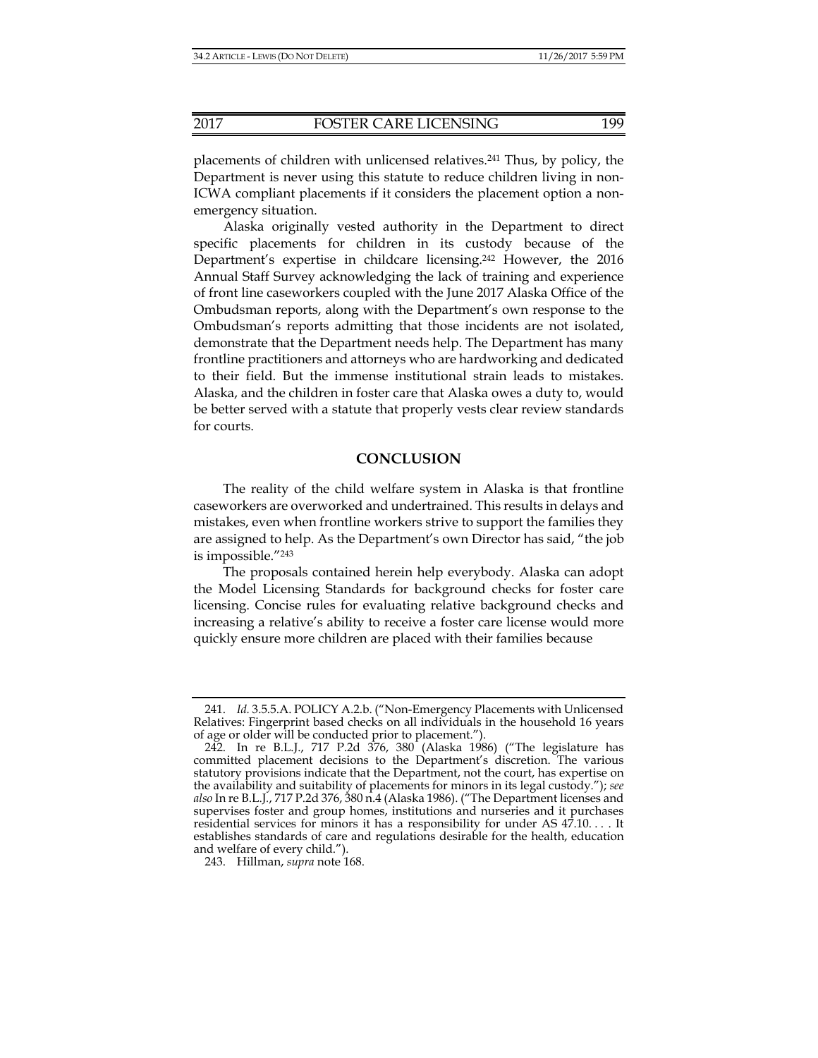placements of children with unlicensed relatives.[241] Thus, by policy, the Department is never using this statute to reduce children living in non-ICWA compliant placements if it considers the placement option a non-emergency situation.

Alaska originally vested authority in the Department to direct specific placements for children in its custody because of the Department's expertise in childcare licensing.[242] However, the 2016 Annual Staff Survey acknowledging the lack of training and experience of front line caseworkers coupled with the June 2017 Alaska Office of the Ombudsman reports, along with the Department's own response to the Ombudsman's reports admitting that those incidents are not isolated, demonstrate that the Department needs help. The Department has many frontline practitioners and attorneys who are hardworking and dedicated to their field. But the immense institutional strain leads to mistakes. Alaska, and the children in foster care that Alaska owes a duty to, would be better served with a statute that properly vests clear review standards for courts.

## CONCLUSION

The reality of the child welfare system in Alaska is that frontline caseworkers are overworked and undertrained. This results in delays and mistakes, even when frontline workers strive to support the families they are assigned to help. As the Department's own Director has said, "the job is impossible."[243]

The proposals contained herein help everybody. Alaska can adopt the Model Licensing Standards for background checks for foster care licensing. Concise rules for evaluating relative background checks and increasing a relative's ability to receive a foster care license would more quickly ensure more children are placed with their families because

---

241. *Id.* 3.5.5.A. POLICY A.2.b. ("Non-Emergency Placements with Unlicensed Relatives: Fingerprint based checks on all individuals in the household 16 years of age or older will be conducted prior to placement.").

242. In re B.L.J., 717 P.2d 376, 380 (Alaska 1986) ("The legislature has committed placement decisions to the Department's discretion. The various statutory provisions indicate that the Department, not the court, has expertise on the availability and suitability of placements for minors in its legal custody."); *see also* In re B.L.J., 717 P.2d 376, 380 n.4 (Alaska 1986). ("The Department licenses and supervises foster and group homes, institutions and nurseries and it purchases residential services for minors it has a responsibility for under AS 47.10. . . . It establishes standards of care and regulations desirable for the health, education and welfare of every child.").

243. Hillman, *supra* note 168.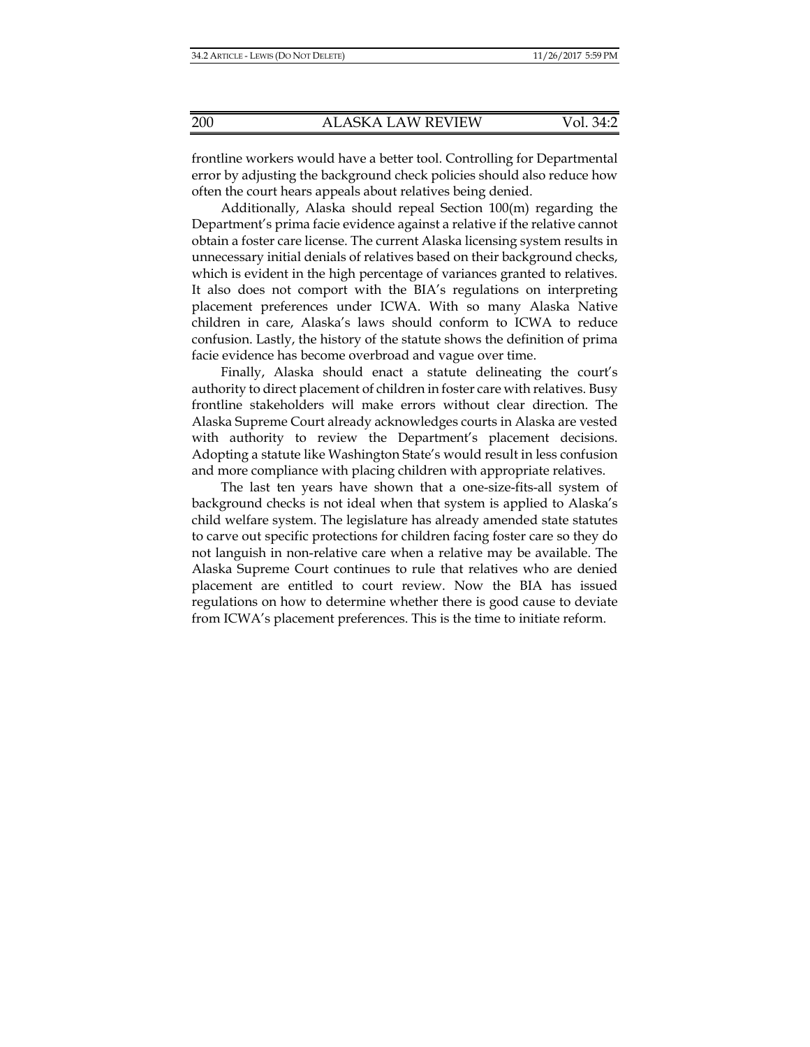frontline workers would have a better tool. Controlling for Departmental error by adjusting the background check policies should also reduce how often the court hears appeals about relatives being denied.

Additionally, Alaska should repeal Section 100(m) regarding the Department's prima facie evidence against a relative if the relative cannot obtain a foster care license. The current Alaska licensing system results in unnecessary initial denials of relatives based on their background checks, which is evident in the high percentage of variances granted to relatives. It also does not comport with the BIA's regulations on interpreting placement preferences under ICWA. With so many Alaska Native children in care, Alaska's laws should conform to ICWA to reduce confusion. Lastly, the history of the statute shows the definition of prima facie evidence has become overbroad and vague over time.

Finally, Alaska should enact a statute delineating the court's authority to direct placement of children in foster care with relatives. Busy frontline stakeholders will make errors without clear direction. The Alaska Supreme Court already acknowledges courts in Alaska are vested with authority to review the Department's placement decisions. Adopting a statute like Washington State's would result in less confusion and more compliance with placing children with appropriate relatives.

The last ten years have shown that a one-size-fits-all system of background checks is not ideal when that system is applied to Alaska's child welfare system. The legislature has already amended state statutes to carve out specific protections for children facing foster care so they do not languish in non-relative care when a relative may be available. The Alaska Supreme Court continues to rule that relatives who are denied placement are entitled to court review. Now the BIA has issued regulations on how to determine whether there is good cause to deviate from ICWA's placement preferences. This is the time to initiate reform.